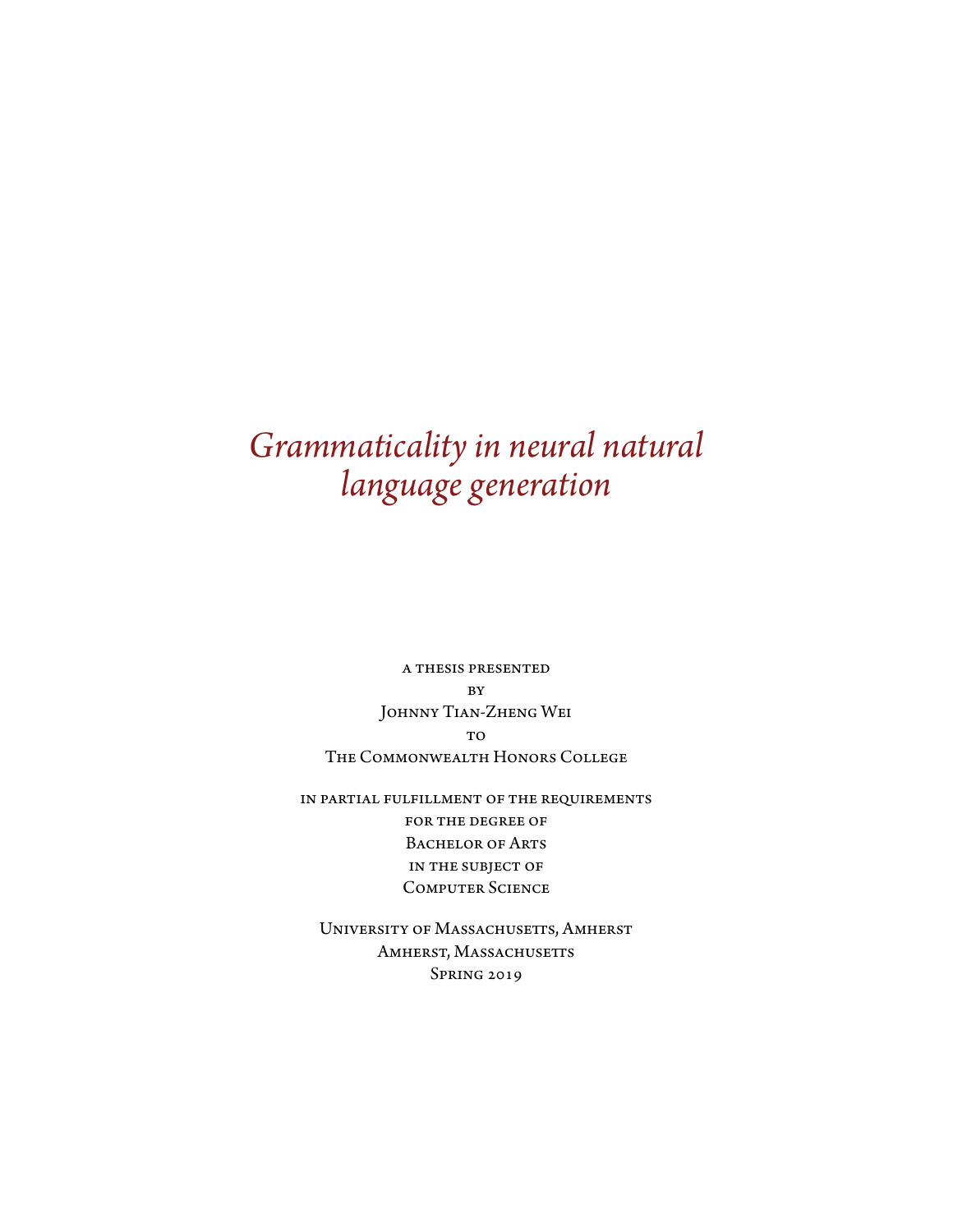# *Grammaticality in neural natural language generation*

A THESIS PRESENTED
BY
JOHNNY TIAN-ZHENG WEI
TO
THE COMMONWEALTH HONORS COLLEGE

IN PARTIAL FULFILLMENT OF THE REQUIREMENTS
FOR THE DEGREE OF
BACHELOR OF ARTS
IN THE SUBJECT OF
COMPUTER SCIENCE

UNIVERSITY OF MASSACHUSETTS, AMHERST
AMHERST, MASSACHUSETTS
SPRING 2019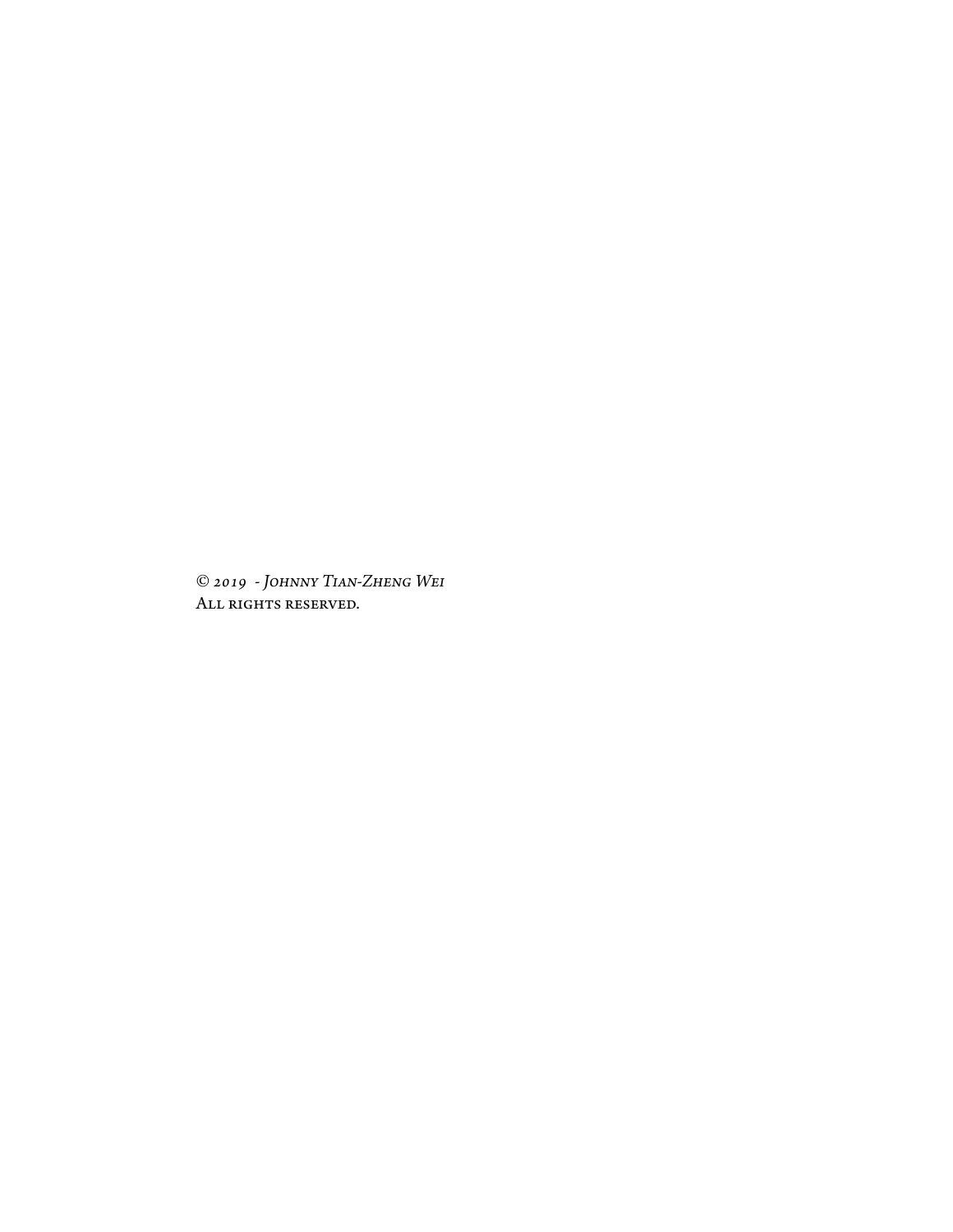*© 2019 - Johnny Tian-Zheng Wei*
All rights reserved.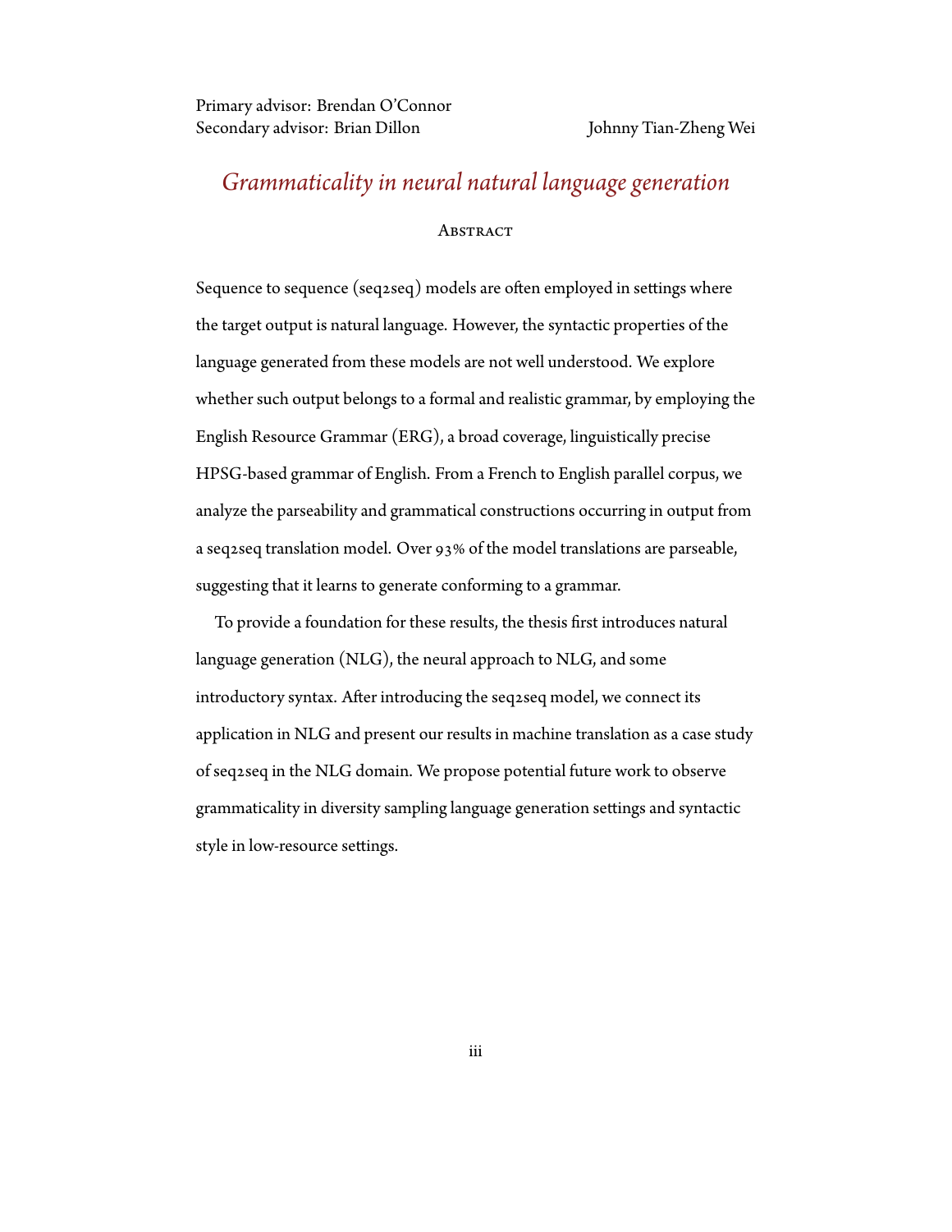Primary advisor: Brendan O'Connor
Secondary advisor: Brian Dillon

Johnny Tian-Zheng Wei

# *Grammaticality in neural natural language generation*

## Abstract

Sequence to sequence (seq2seq) models are often employed in settings where the target output is natural language. However, the syntactic properties of the language generated from these models are not well understood. We explore whether such output belongs to a formal and realistic grammar, by employing the English Resource Grammar (ERG), a broad coverage, linguistically precise HPSG-based grammar of English. From a French to English parallel corpus, we analyze the parseability and grammatical constructions occurring in output from a seq2seq translation model. Over 93% of the model translations are parseable, suggesting that it learns to generate conforming to a grammar.

To provide a foundation for these results, the thesis first introduces natural language generation (NLG), the neural approach to NLG, and some introductory syntax. After introducing the seq2seq model, we connect its application in NLG and present our results in machine translation as a case study of seq2seq in the NLG domain. We propose potential future work to observe grammaticality in diversity sampling language generation settings and syntactic style in low-resource settings.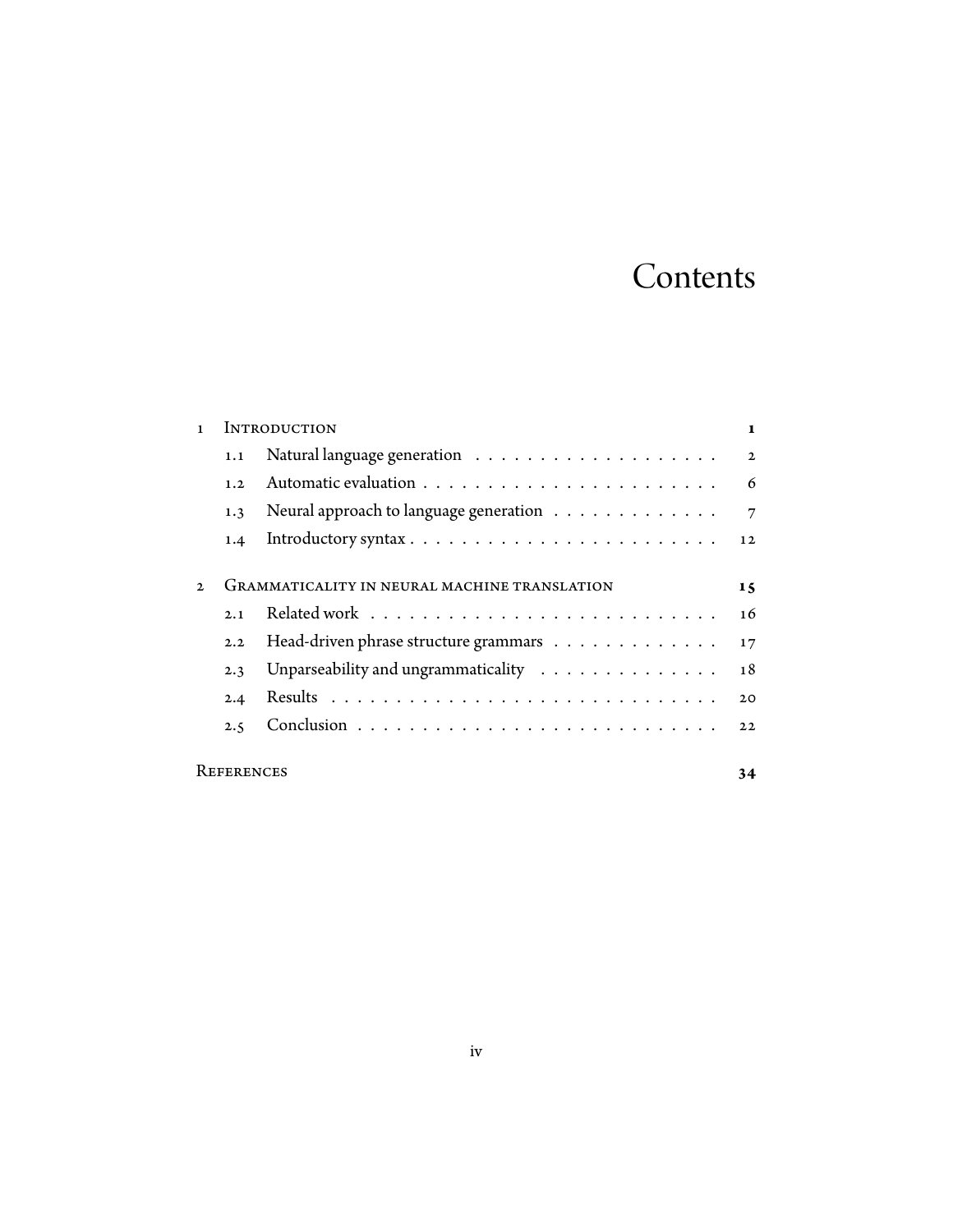# Contents

| | | | |
|---|---|---|---|
| 1 | Introduction | | **1** |
| | 1.1 | Natural language generation | 2 |
| | 1.2 | Automatic evaluation | 6 |
| | 1.3 | Neural approach to language generation | 7 |
| | 1.4 | Introductory syntax | 12 |
| 2 | Grammaticality in neural machine translation | | **15** |
| | 2.1 | Related work | 16 |
| | 2.2 | Head-driven phrase structure grammars | 17 |
| | 2.3 | Unparseability and ungrammaticality | 18 |
| | 2.4 | Results | 20 |
| | 2.5 | Conclusion | 22 |
| References | | | **34** |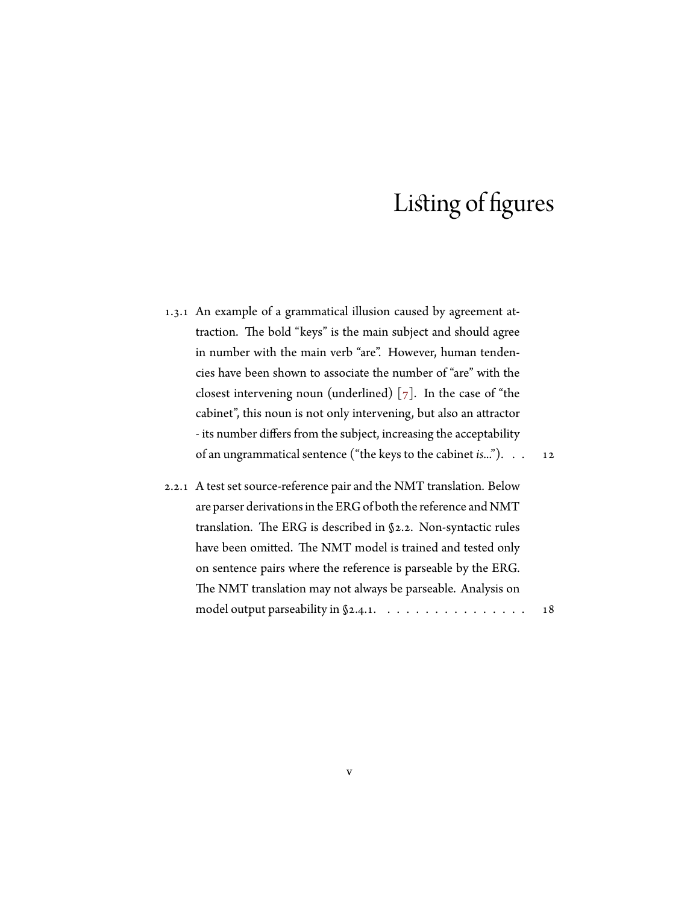# Listing of figures

1.3.1 An example of a grammatical illusion caused by agreement attraction. The bold "keys" is the main subject and should agree in number with the main verb "are". However, human tendencies have been shown to associate the number of "are" with the closest intervening noun (underlined) [7]. In the case of "the cabinet", this noun is not only intervening, but also an attractor - its number differs from the subject, increasing the acceptability of an ungrammatical sentence ("the keys to the cabinet *is*..."). . . 12

2.2.1 A test set source-reference pair and the NMT translation. Below are parser derivations in the ERG of both the reference and NMT translation. The ERG is described in §2.2. Non-syntactic rules have been omitted. The NMT model is trained and tested only on sentence pairs where the reference is parseable by the ERG. The NMT translation may not always be parseable. Analysis on model output parseability in §2.4.1. . . . . . . . . . . . . . . . 18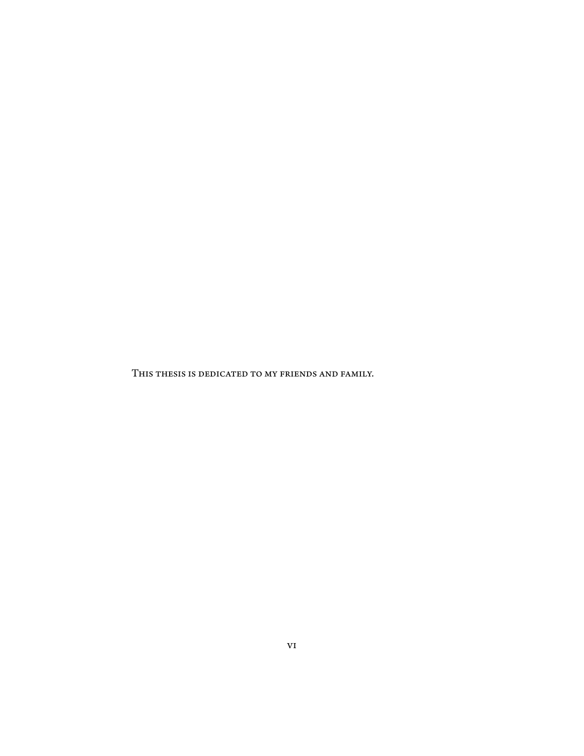This thesis is dedicated to my friends and family.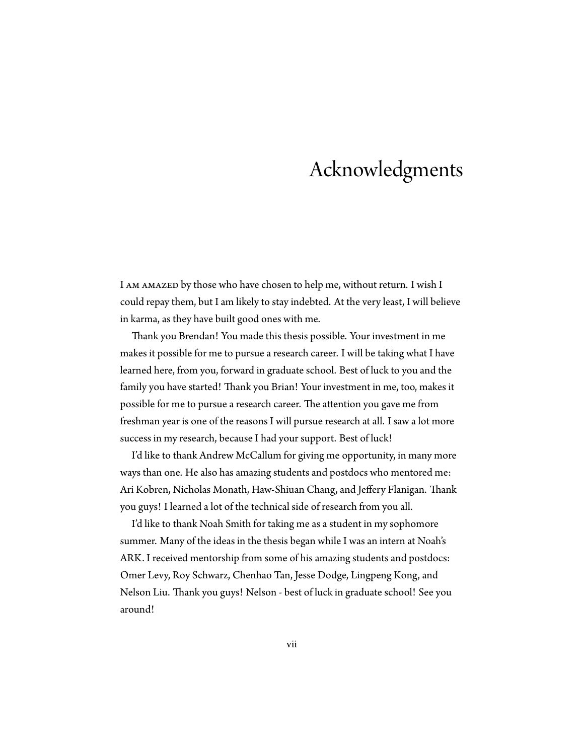# Acknowledgments

I AM AMAZED by those who have chosen to help me, without return. I wish I could repay them, but I am likely to stay indebted. At the very least, I will believe in karma, as they have built good ones with me.

Thank you Brendan! You made this thesis possible. Your investment in me makes it possible for me to pursue a research career. I will be taking what I have learned here, from you, forward in graduate school. Best of luck to you and the family you have started! Thank you Brian! Your investment in me, too, makes it possible for me to pursue a research career. The attention you gave me from freshman year is one of the reasons I will pursue research at all. I saw a lot more success in my research, because I had your support. Best of luck!

I'd like to thank Andrew McCallum for giving me opportunity, in many more ways than one. He also has amazing students and postdocs who mentored me: Ari Kobren, Nicholas Monath, Haw-Shiuan Chang, and Jeffery Flanigan. Thank you guys! I learned a lot of the technical side of research from you all.

I'd like to thank Noah Smith for taking me as a student in my sophomore summer. Many of the ideas in the thesis began while I was an intern at Noah's ARK. I received mentorship from some of his amazing students and postdocs: Omer Levy, Roy Schwarz, Chenhao Tan, Jesse Dodge, Lingpeng Kong, and Nelson Liu. Thank you guys! Nelson - best of luck in graduate school! See you around!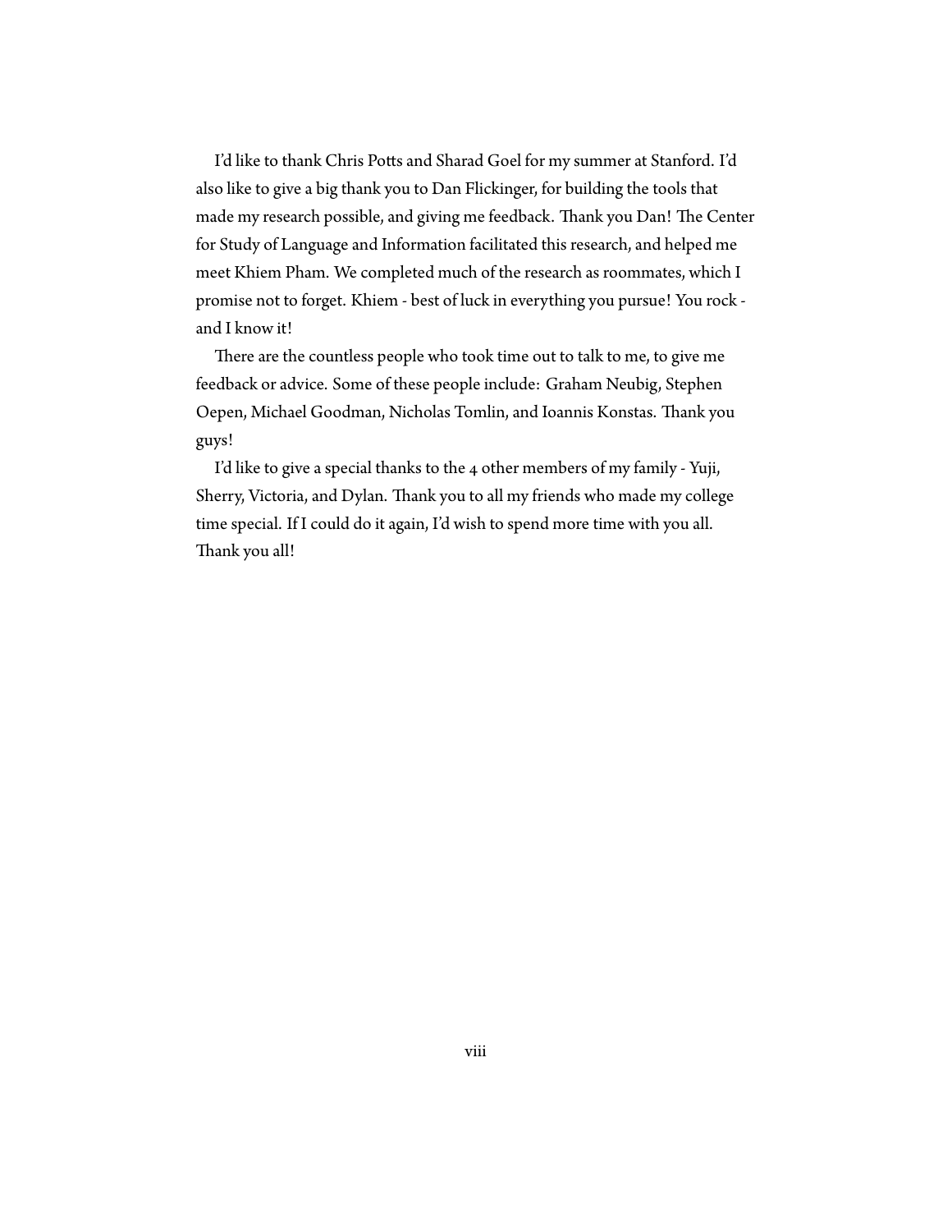I'd like to thank Chris Potts and Sharad Goel for my summer at Stanford. I'd also like to give a big thank you to Dan Flickinger, for building the tools that made my research possible, and giving me feedback. Thank you Dan! The Center for Study of Language and Information facilitated this research, and helped me meet Khiem Pham. We completed much of the research as roommates, which I promise not to forget. Khiem - best of luck in everything you pursue! You rock - and I know it!

There are the countless people who took time out to talk to me, to give me feedback or advice. Some of these people include: Graham Neubig, Stephen Oepen, Michael Goodman, Nicholas Tomlin, and Ioannis Konstas. Thank you guys!

I'd like to give a special thanks to the 4 other members of my family - Yuji, Sherry, Victoria, and Dylan. Thank you to all my friends who made my college time special. If I could do it again, I'd wish to spend more time with you all. Thank you all!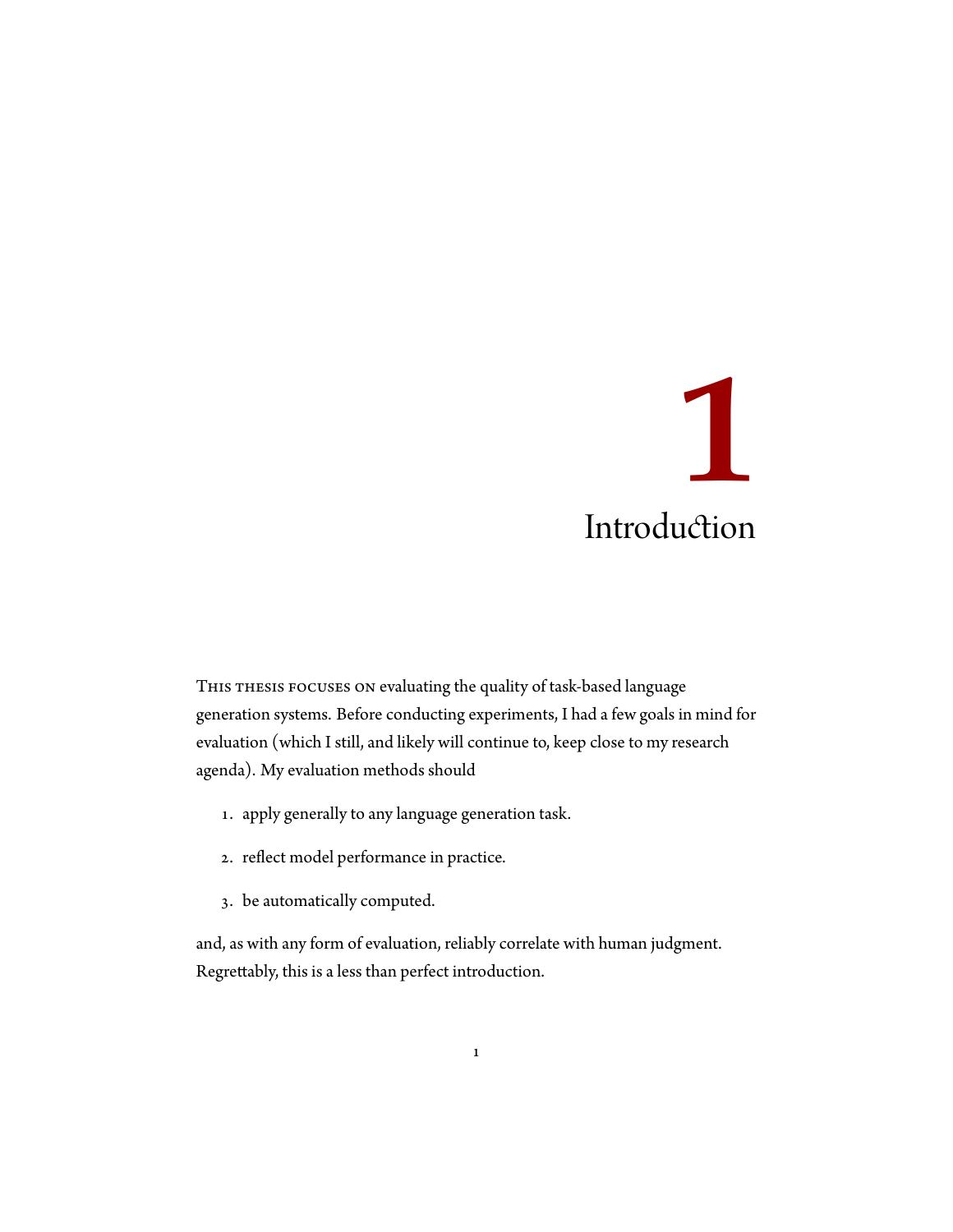# 1 Introduction

THIS THESIS FOCUSES ON evaluating the quality of task-based language generation systems. Before conducting experiments, I had a few goals in mind for evaluation (which I still, and likely will continue to, keep close to my research agenda). My evaluation methods should

1. apply generally to any language generation task.
2. reflect model performance in practice.
3. be automatically computed.

and, as with any form of evaluation, reliably correlate with human judgment. Regrettably, this is a less than perfect introduction.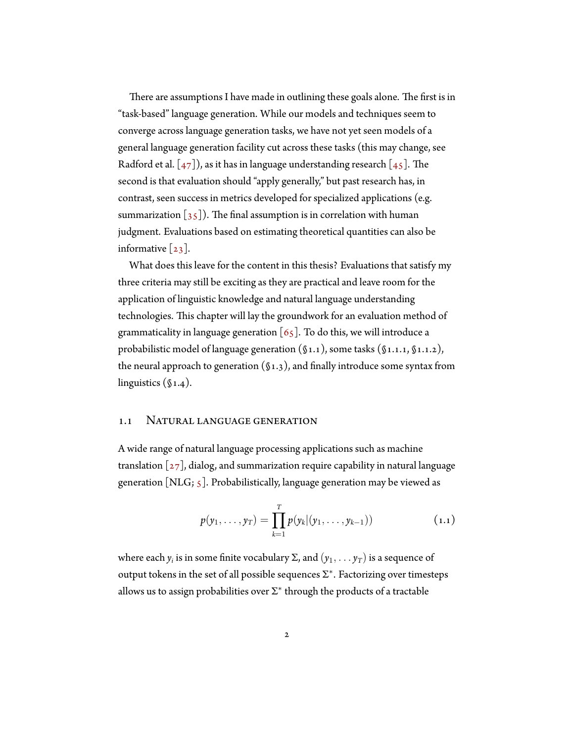There are assumptions I have made in outlining these goals alone. The first is in "task-based" language generation. While our models and techniques seem to converge across language generation tasks, we have not yet seen models of a general language generation facility cut across these tasks (this may change, see Radford et al. [47]), as it has in language understanding research [45]. The second is that evaluation should "apply generally," but past research has, in contrast, seen success in metrics developed for specialized applications (e.g. summarization [35]). The final assumption is in correlation with human judgment. Evaluations based on estimating theoretical quantities can also be informative [23].

What does this leave for the content in this thesis? Evaluations that satisfy my three criteria may still be exciting as they are practical and leave room for the application of linguistic knowledge and natural language understanding technologies. This chapter will lay the groundwork for an evaluation method of grammaticality in language generation [65]. To do this, we will introduce a probabilistic model of language generation (§1.1), some tasks (§1.1.1, §1.1.2), the neural approach to generation (§1.3), and finally introduce some syntax from linguistics (§1.4).

## 1.1 Natural language generation

A wide range of natural language processing applications such as machine translation [27], dialog, and summarization require capability in natural language generation [NLG; 5]. Probabilistically, language generation may be viewed as

$$p(y_1, \ldots, y_T) = \prod_{k=1}^{T} p(y_k | (y_1, \ldots, y_{k-1})) \tag{1.1}$$

where each $y_i$ is in some finite vocabulary $\Sigma$, and $(y_1, \ldots y_T)$ is a sequence of output tokens in the set of all possible sequences $\Sigma^*$. Factorizing over timesteps allows us to assign probabilities over $\Sigma^*$ through the products of a tractable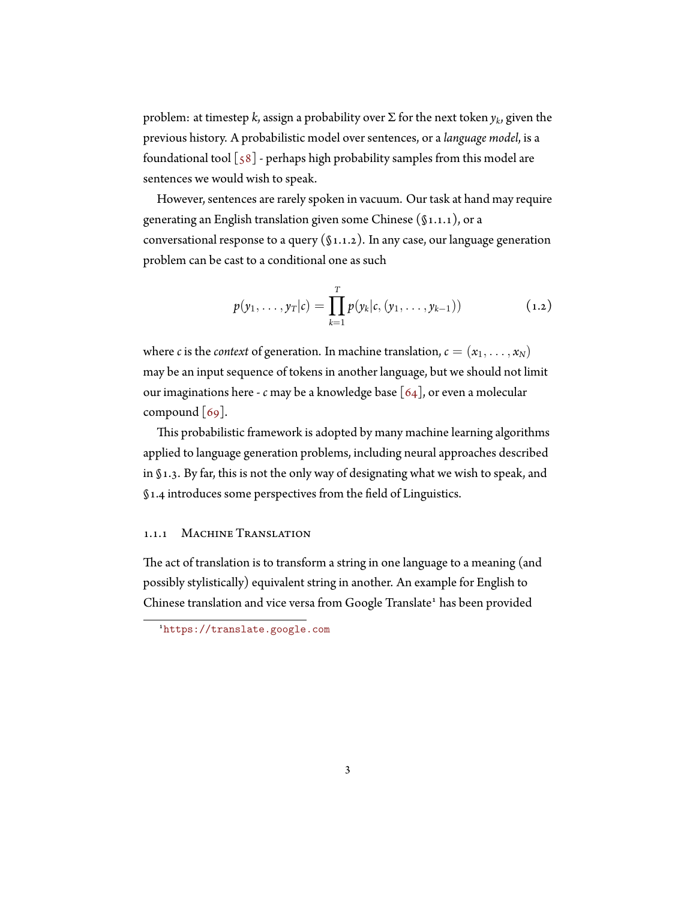problem: at timestep $k$, assign a probability over $\Sigma$ for the next token $y_k$, given the previous history. A probabilistic model over sentences, or a *language model*, is a foundational tool [58] - perhaps high probability samples from this model are sentences we would wish to speak.

However, sentences are rarely spoken in vacuum. Our task at hand may require generating an English translation given some Chinese (§1.1.1), or a conversational response to a query (§1.1.2). In any case, our language generation problem can be cast to a conditional one as such

$$p(y_1, \dots, y_T | c) = \prod_{k=1}^{T} p(y_k | c, (y_1, \dots, y_{k-1})) \tag{1.2}$$

where $c$ is the *context* of generation. In machine translation, $c = (x_1, \dots, x_N)$ may be an input sequence of tokens in another language, but we should not limit our imaginations here - $c$ may be a knowledge base [64], or even a molecular compound [69].

This probabilistic framework is adopted by many machine learning algorithms applied to language generation problems, including neural approaches described in §1.3. By far, this is not the only way of designating what we wish to speak, and §1.4 introduces some perspectives from the field of Linguistics.

### 1.1.1 Machine Translation

The act of translation is to transform a string in one language to a meaning (and possibly stylistically) equivalent string in another. An example for English to Chinese translation and vice versa from Google Translate[1] has been provided

[1] https://translate.google.com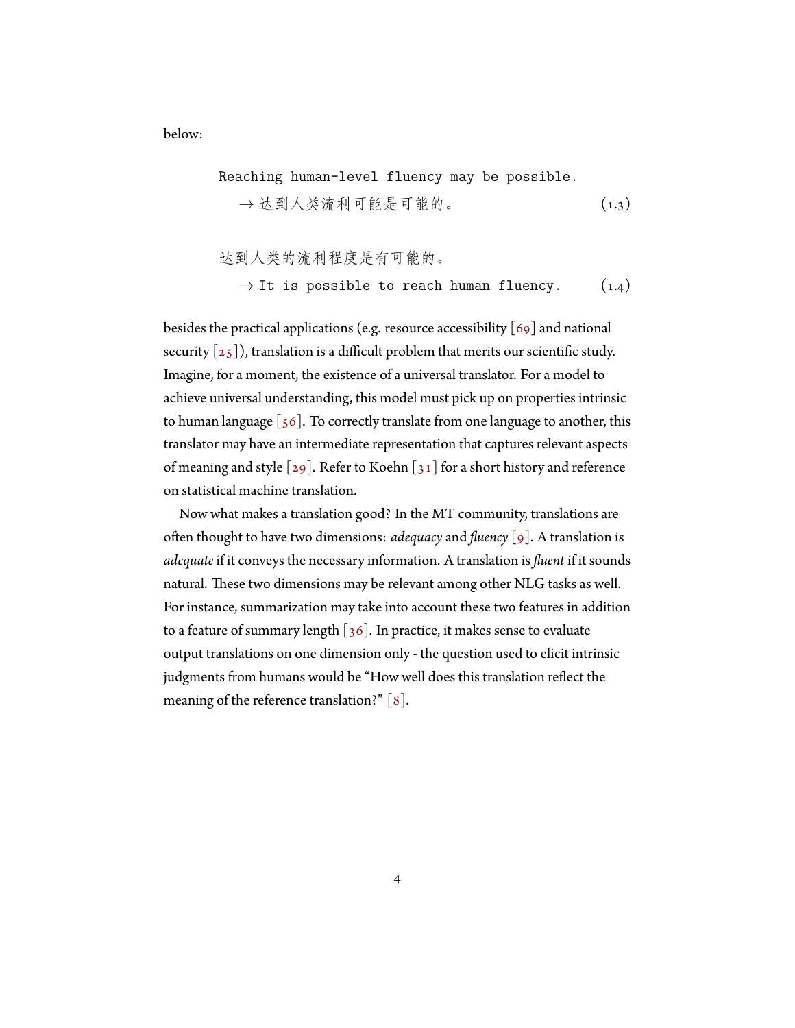below:

```
Reaching human-level fluency may be possible.
  → 达到人类流利可能是可能的。                    (1.3)

达到人类的流利程度是有可能的。
  → It is possible to reach human fluency.      (1.4)
```

besides the practical applications (e.g. resource accessibility [69] and national security [25]), translation is a difficult problem that merits our scientific study. Imagine, for a moment, the existence of a universal translator. For a model to achieve universal understanding, this model must pick up on properties intrinsic to human language [56]. To correctly translate from one language to another, this translator may have an intermediate representation that captures relevant aspects of meaning and style [29]. Refer to Koehn [31] for a short history and reference on statistical machine translation.

Now what makes a translation good? In the MT community, translations are often thought to have two dimensions: *adequacy* and *fluency* [9]. A translation is *adequate* if it conveys the necessary information. A translation is *fluent* if it sounds natural. These two dimensions may be relevant among other NLG tasks as well. For instance, summarization may take into account these two features in addition to a feature of summary length [36]. In practice, it makes sense to evaluate output translations on one dimension only - the question used to elicit intrinsic judgments from humans would be "How well does this translation reflect the meaning of the reference translation?" [8].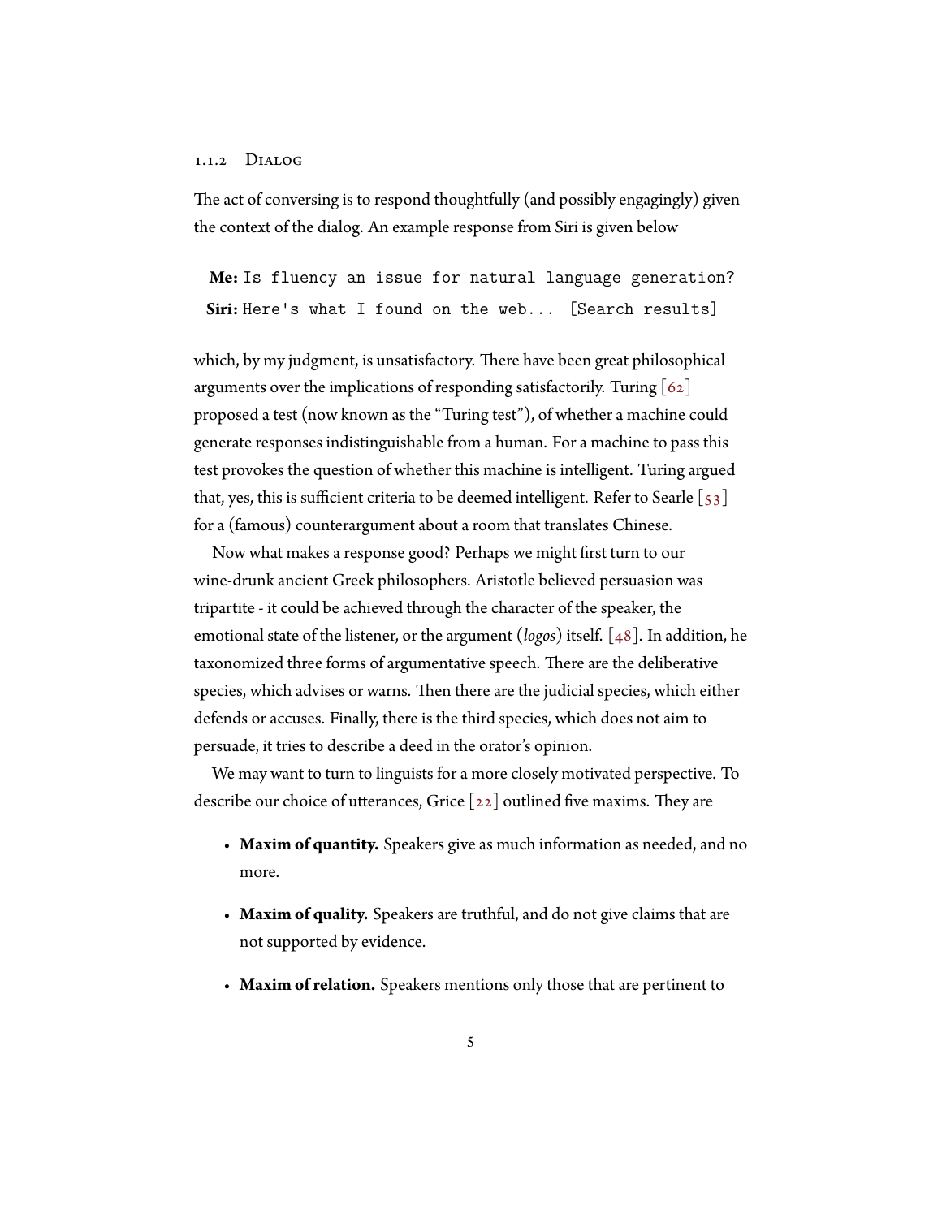### 1.1.2 Dialog

The act of conversing is to respond thoughtfully (and possibly engagingly) given the context of the dialog. An example response from Siri is given below

> **Me:** `Is fluency an issue for natural language generation?`
>
> **Siri:** `Here's what I found on the web... [Search results]`

which, by my judgment, is unsatisfactory. There have been great philosophical arguments over the implications of responding satisfactorily. Turing [62] proposed a test (now known as the "Turing test"), of whether a machine could generate responses indistinguishable from a human. For a machine to pass this test provokes the question of whether this machine is intelligent. Turing argued that, yes, this is sufficient criteria to be deemed intelligent. Refer to Searle [53] for a (famous) counterargument about a room that translates Chinese.

Now what makes a response good? Perhaps we might first turn to our wine-drunk ancient Greek philosophers. Aristotle believed persuasion was tripartite - it could be achieved through the character of the speaker, the emotional state of the listener, or the argument (*logos*) itself. [48]. In addition, he taxonomized three forms of argumentative speech. There are the deliberative species, which advises or warns. Then there are the judicial species, which either defends or accuses. Finally, there is the third species, which does not aim to persuade, it tries to describe a deed in the orator's opinion.

We may want to turn to linguists for a more closely motivated perspective. To describe our choice of utterances, Grice [22] outlined five maxims. They are

- **Maxim of quantity.** Speakers give as much information as needed, and no more.
- **Maxim of quality.** Speakers are truthful, and do not give claims that are not supported by evidence.
- **Maxim of relation.** Speakers mentions only those that are pertinent to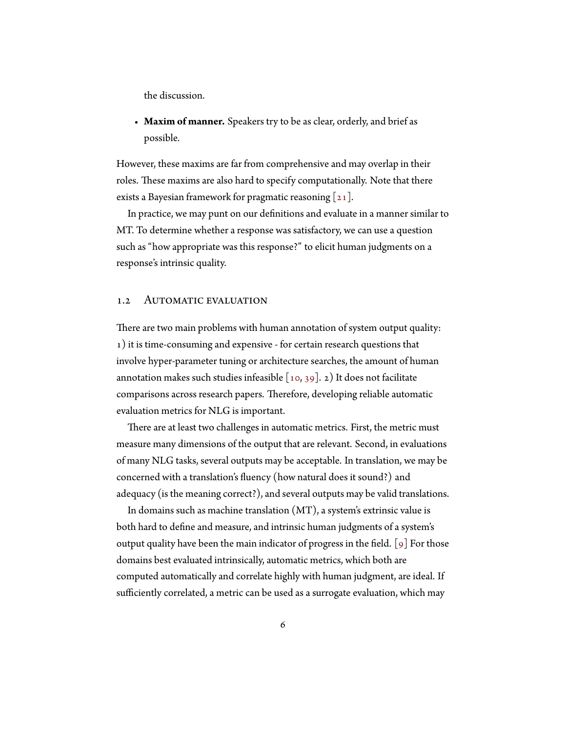the discussion.

- **Maxim of manner.** Speakers try to be as clear, orderly, and brief as possible.

However, these maxims are far from comprehensive and may overlap in their roles. These maxims are also hard to specify computationally. Note that there exists a Bayesian framework for pragmatic reasoning [21].

In practice, we may punt on our definitions and evaluate in a manner similar to MT. To determine whether a response was satisfactory, we can use a question such as "how appropriate was this response?" to elicit human judgments on a response's intrinsic quality.

## 1.2 Automatic evaluation

There are two main problems with human annotation of system output quality: 1) it is time-consuming and expensive - for certain research questions that involve hyper-parameter tuning or architecture searches, the amount of human annotation makes such studies infeasible [10, 39]. 2) It does not facilitate comparisons across research papers. Therefore, developing reliable automatic evaluation metrics for NLG is important.

There are at least two challenges in automatic metrics. First, the metric must measure many dimensions of the output that are relevant. Second, in evaluations of many NLG tasks, several outputs may be acceptable. In translation, we may be concerned with a translation's fluency (how natural does it sound?) and adequacy (is the meaning correct?), and several outputs may be valid translations.

In domains such as machine translation (MT), a system's extrinsic value is both hard to define and measure, and intrinsic human judgments of a system's output quality have been the main indicator of progress in the field. [9] For those domains best evaluated intrinsically, automatic metrics, which both are computed automatically and correlate highly with human judgment, are ideal. If sufficiently correlated, a metric can be used as a surrogate evaluation, which may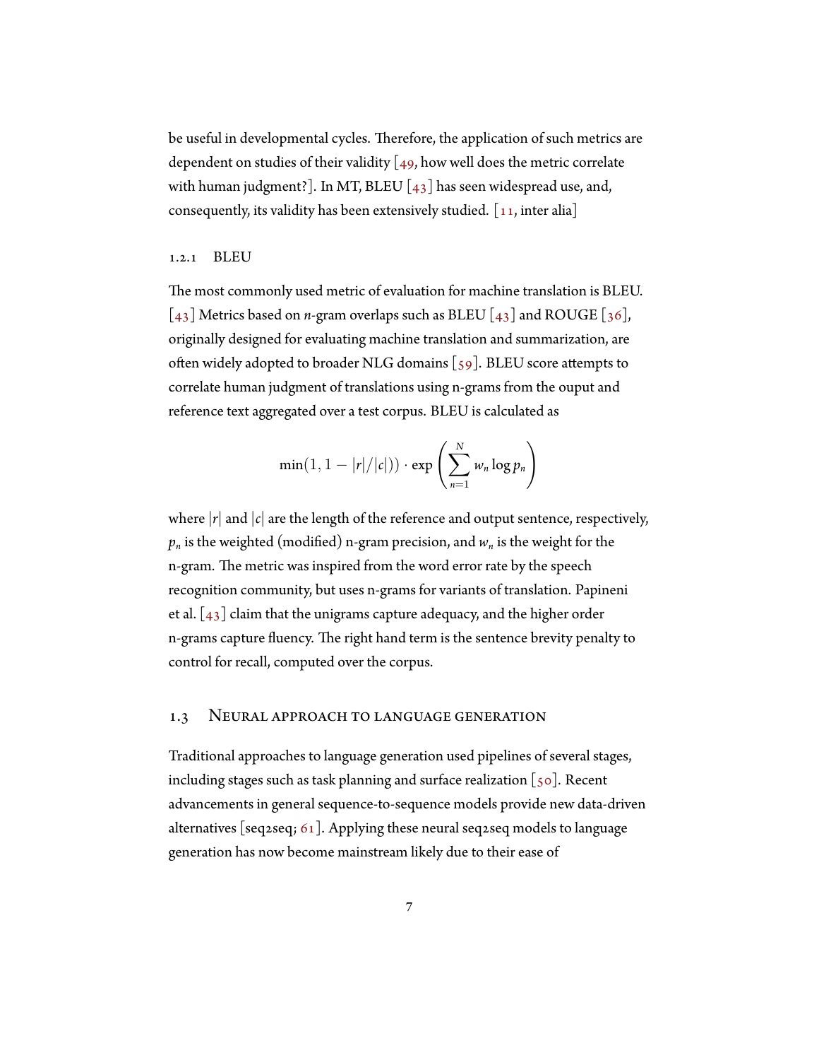be useful in developmental cycles. Therefore, the application of such metrics are dependent on studies of their validity [49, how well does the metric correlate with human judgment?]. In MT, BLEU [43] has seen widespread use, and, consequently, its validity has been extensively studied. [11, inter alia]

### 1.2.1 BLEU

The most commonly used metric of evaluation for machine translation is BLEU. [43] Metrics based on *n*-gram overlaps such as BLEU [43] and ROUGE [36], originally designed for evaluating machine translation and summarization, are often widely adopted to broader NLG domains [59]. BLEU score attempts to correlate human judgment of translations using n-grams from the ouput and reference text aggregated over a test corpus. BLEU is calculated as

$$\min(1, 1 - |r|/|c|)) \cdot \exp\left(\sum_{n=1}^{N} w_n \log p_n\right)$$

where $|r|$ and $|c|$ are the length of the reference and output sentence, respectively, $p_n$ is the weighted (modified) n-gram precision, and $w_n$ is the weight for the n-gram. The metric was inspired from the word error rate by the speech recognition community, but uses n-grams for variants of translation. Papineni et al. [43] claim that the unigrams capture adequacy, and the higher order n-grams capture fluency. The right hand term is the sentence brevity penalty to control for recall, computed over the corpus.

## 1.3 Neural approach to language generation

Traditional approaches to language generation used pipelines of several stages, including stages such as task planning and surface realization [50]. Recent advancements in general sequence-to-sequence models provide new data-driven alternatives [seq2seq; 61]. Applying these neural seq2seq models to language generation has now become mainstream likely due to their ease of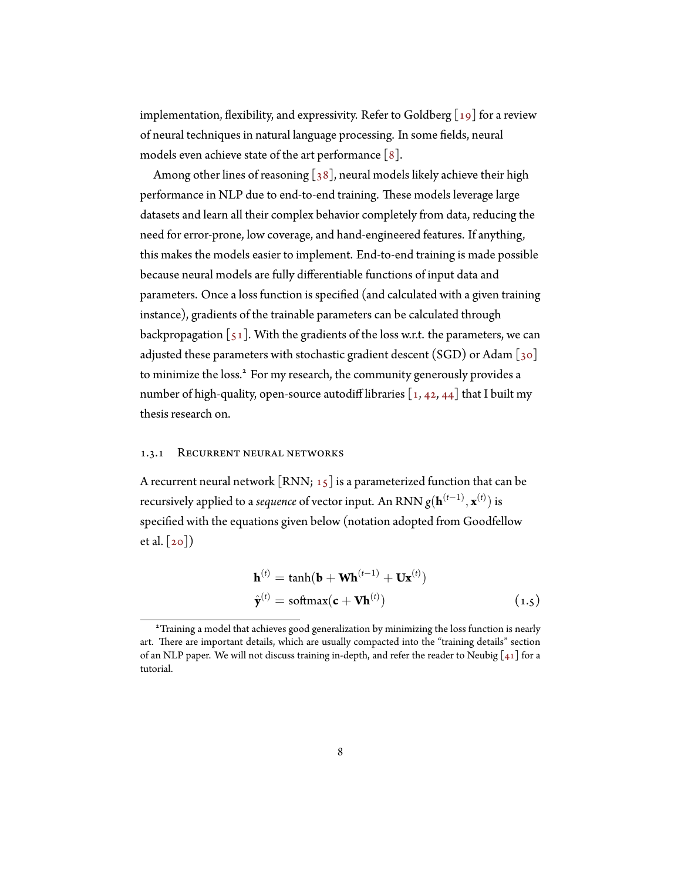implementation, flexibility, and expressivity. Refer to Goldberg [19] for a review of neural techniques in natural language processing. In some fields, neural models even achieve state of the art performance [8].

Among other lines of reasoning [38], neural models likely achieve their high performance in NLP due to end-to-end training. These models leverage large datasets and learn all their complex behavior completely from data, reducing the need for error-prone, low coverage, and hand-engineered features. If anything, this makes the models easier to implement. End-to-end training is made possible because neural models are fully differentiable functions of input data and parameters. Once a loss function is specified (and calculated with a given training instance), gradients of the trainable parameters can be calculated through backpropagation [51]. With the gradients of the loss w.r.t. the parameters, we can adjusted these parameters with stochastic gradient descent (SGD) or Adam [30] to minimize the loss.[2] For my research, the community generously provides a number of high-quality, open-source autodiff libraries [1, 42, 44] that I built my thesis research on.

### 1.3.1 Recurrent neural networks

A recurrent neural network [RNN; 15] is a parameterized function that can be recursively applied to a *sequence* of vector input. An RNN $g(\mathbf{h}^{(t-1)}, \mathbf{x}^{(t)})$ is specified with the equations given below (notation adopted from Goodfellow et al. [20])

$$
\begin{aligned}
\mathbf{h}^{(t)} &= \tanh(\mathbf{b} + \mathbf{W}\mathbf{h}^{(t-1)} + \mathbf{U}\mathbf{x}^{(t)}) \\
\hat{\mathbf{y}}^{(t)} &= \operatorname{softmax}(\mathbf{c} + \mathbf{V}\mathbf{h}^{(t)})
\end{aligned}
\tag{1.5}
$$

[2] Training a model that achieves good generalization by minimizing the loss function is nearly art. There are important details, which are usually compacted into the "training details" section of an NLP paper. We will not discuss training in-depth, and refer the reader to Neubig [41] for a tutorial.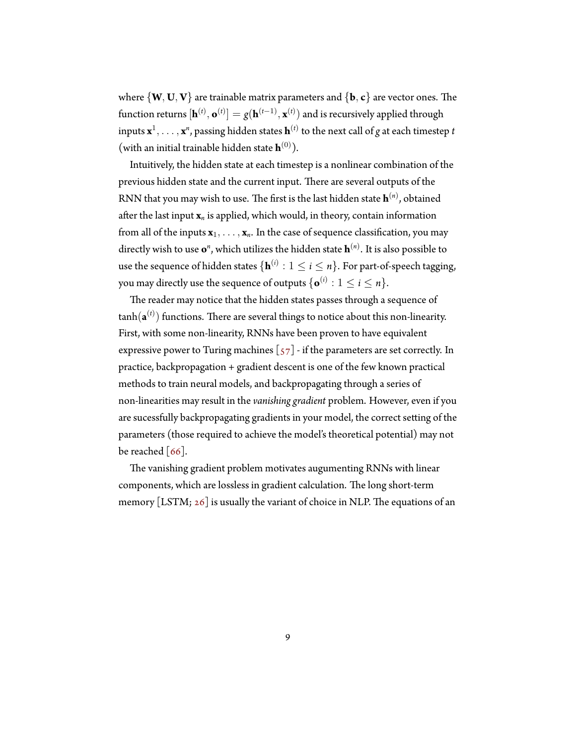where $\{\mathbf{W}, \mathbf{U}, \mathbf{V}\}$ are trainable matrix parameters and $\{\mathbf{b}, \mathbf{c}\}$ are vector ones. The function returns $[\mathbf{h}^{(t)}, \mathbf{o}^{(t)}] = g(\mathbf{h}^{(t-1)}, \mathbf{x}^{(t)})$ and is recursively applied through inputs $\mathbf{x}^1, \ldots, \mathbf{x}^n$, passing hidden states $\mathbf{h}^{(t)}$ to the next call of $g$ at each timestep $t$ (with an initial trainable hidden state $\mathbf{h}^{(0)}$).

Intuitively, the hidden state at each timestep is a nonlinear combination of the previous hidden state and the current input. There are several outputs of the RNN that you may wish to use. The first is the last hidden state $\mathbf{h}^{(n)}$, obtained after the last input $\mathbf{x}_n$ is applied, which would, in theory, contain information from all of the inputs $\mathbf{x}_1, \ldots, \mathbf{x}_n$. In the case of sequence classification, you may directly wish to use $\mathbf{o}^n$, which utilizes the hidden state $\mathbf{h}^{(n)}$. It is also possible to use the sequence of hidden states $\{\mathbf{h}^{(i)} : 1 \leq i \leq n\}$. For part-of-speech tagging, you may directly use the sequence of outputs $\{\mathbf{o}^{(i)} : 1 \leq i \leq n\}$.

The reader may notice that the hidden states passes through a sequence of $\tanh(\mathbf{a}^{(t)})$ functions. There are several things to notice about this non-linearity. First, with some non-linearity, RNNs have been proven to have equivalent expressive power to Turing machines [57] - if the parameters are set correctly. In practice, backpropagation + gradient descent is one of the few known practical methods to train neural models, and backpropagating through a series of non-linearities may result in the *vanishing gradient* problem. However, even if you are sucessfully backpropagating gradients in your model, the correct setting of the parameters (those required to achieve the model's theoretical potential) may not be reached [66].

The vanishing gradient problem motivates augumenting RNNs with linear components, which are lossless in gradient calculation. The long short-term memory [LSTM; 26] is usually the variant of choice in NLP. The equations of an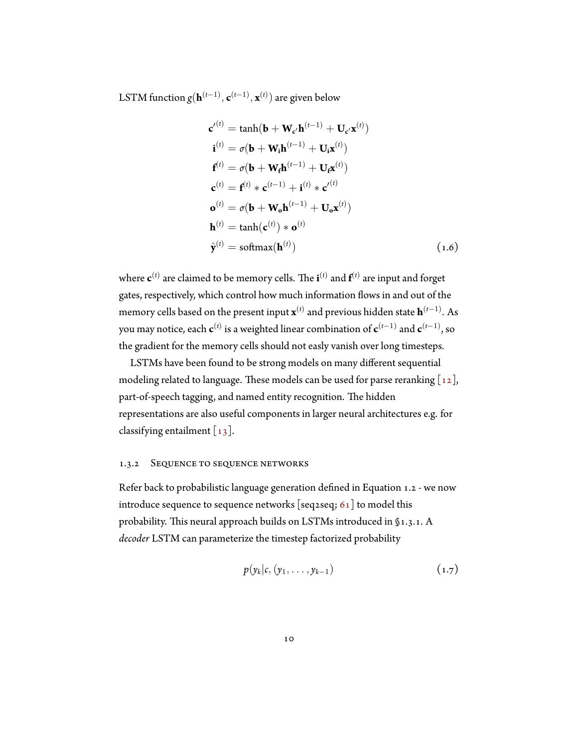LSTM function $g(\mathbf{h}^{(t-1)}, \mathbf{c}^{(t-1)}, \mathbf{x}^{(t)})$ are given below

$$
\begin{aligned}
\mathbf{c'}^{(t)} &= \tanh(\mathbf{b} + \mathbf{W_{c'}}\mathbf{h}^{(t-1)} + \mathbf{U_{c'}}\mathbf{x}^{(t)}) \\
\mathbf{i}^{(t)} &= \sigma(\mathbf{b} + \mathbf{W_i}\mathbf{h}^{(t-1)} + \mathbf{U_i}\mathbf{x}^{(t)}) \\
\mathbf{f}^{(t)} &= \sigma(\mathbf{b} + \mathbf{W_f}\mathbf{h}^{(t-1)} + \mathbf{U_f}\mathbf{x}^{(t)}) \\
\mathbf{c}^{(t)} &= \mathbf{f}^{(t)} * \mathbf{c}^{(t-1)} + \mathbf{i}^{(t)} * \mathbf{c'}^{(t)} \\
\mathbf{o}^{(t)} &= \sigma(\mathbf{b} + \mathbf{W_o}\mathbf{h}^{(t-1)} + \mathbf{U_o}\mathbf{x}^{(t)}) \\
\mathbf{h}^{(t)} &= \tanh(\mathbf{c}^{(t)}) * \mathbf{o}^{(t)} \\
\hat{\mathbf{y}}^{(t)} &= \text{softmax}(\mathbf{h}^{(t)})
\end{aligned}
\tag{1.6}
$$

where $\mathbf{c}^{(t)}$ are claimed to be memory cells. The $\mathbf{i}^{(t)}$ and $\mathbf{f}^{(t)}$ are input and forget gates, respectively, which control how much information flows in and out of the memory cells based on the present input $\mathbf{x}^{(t)}$ and previous hidden state $\mathbf{h}^{(t-1)}$. As you may notice, each $\mathbf{c}^{(t)}$ is a weighted linear combination of $\mathbf{c}^{(t-1)}$ and $\mathbf{c}^{(t-1)}$, so the gradient for the memory cells should not easy vanish over long timesteps.

LSTMs have been found to be strong models on many different sequential modeling related to language. These models can be used for parse reranking [12], part-of-speech tagging, and named entity recognition. The hidden representations are also useful components in larger neural architectures e.g. for classifying entailment [13].

### 1.3.2 Sequence to sequence networks

Refer back to probabilistic language generation defined in Equation 1.2 - we now introduce sequence to sequence networks [seq2seq; 61] to model this probability. This neural approach builds on LSTMs introduced in §1.3.1. A *decoder* LSTM can parameterize the timestep factorized probability

$$
p(y_k | c, (y_1, \ldots, y_{k-1})
\tag{1.7}
$$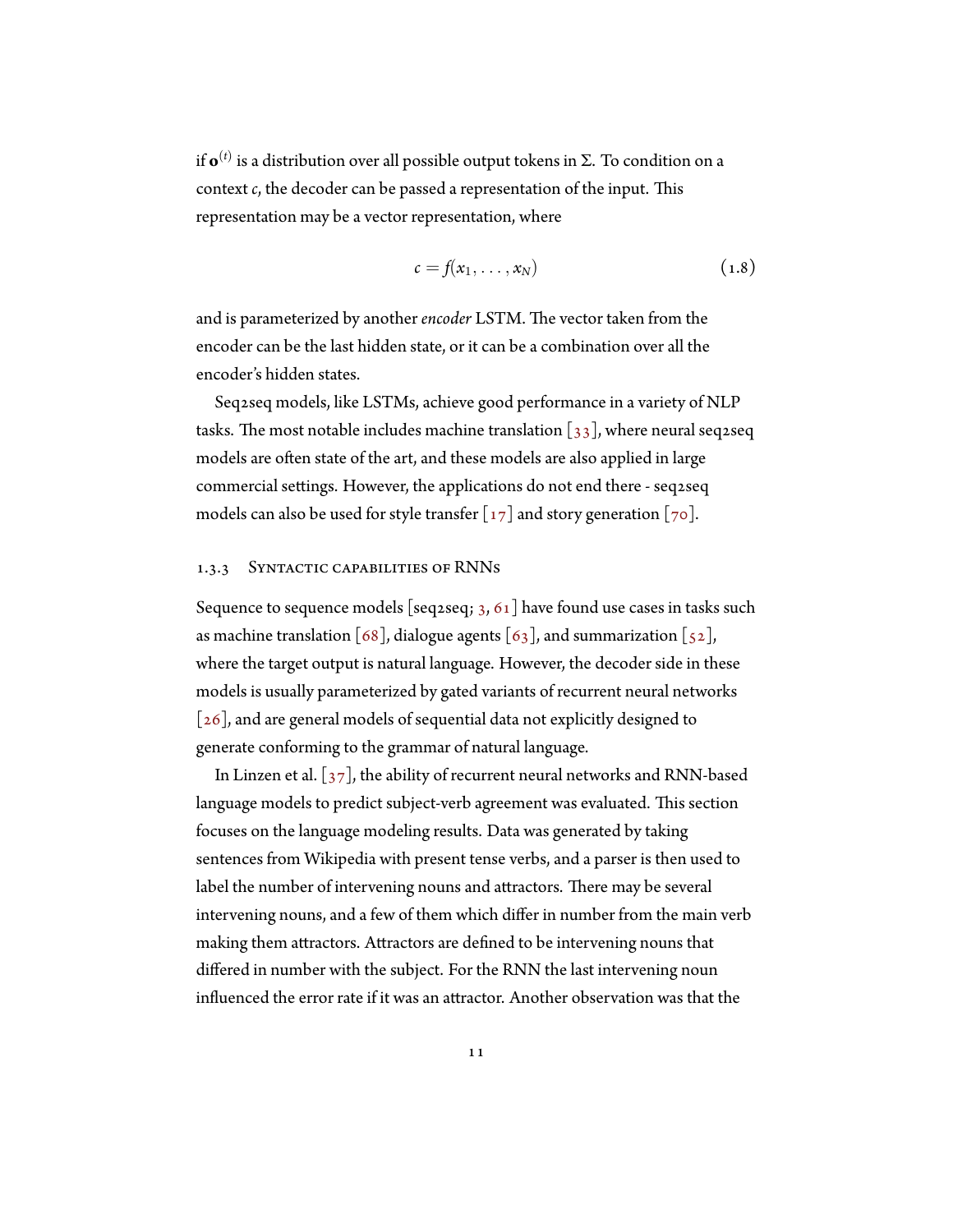if $\mathbf{o}^{(t)}$ is a distribution over all possible output tokens in $\Sigma$. To condition on a context $c$, the decoder can be passed a representation of the input. This representation may be a vector representation, where

$$c = f(x_1, \ldots, x_N) \tag{1.8}$$

and is parameterized by another *encoder* LSTM. The vector taken from the encoder can be the last hidden state, or it can be a combination over all the encoder's hidden states.

Seq2seq models, like LSTMs, achieve good performance in a variety of NLP tasks. The most notable includes machine translation [33], where neural seq2seq models are often state of the art, and these models are also applied in large commercial settings. However, the applications do not end there - seq2seq models can also be used for style transfer [17] and story generation [70].

### 1.3.3 Syntactic capabilities of RNNs

Sequence to sequence models [seq2seq; 3, 61] have found use cases in tasks such as machine translation [68], dialogue agents [63], and summarization [52], where the target output is natural language. However, the decoder side in these models is usually parameterized by gated variants of recurrent neural networks [26], and are general models of sequential data not explicitly designed to generate conforming to the grammar of natural language.

In Linzen et al. [37], the ability of recurrent neural networks and RNN-based language models to predict subject-verb agreement was evaluated. This section focuses on the language modeling results. Data was generated by taking sentences from Wikipedia with present tense verbs, and a parser is then used to label the number of intervening nouns and attractors. There may be several intervening nouns, and a few of them which differ in number from the main verb making them attractors. Attractors are defined to be intervening nouns that differed in number with the subject. For the RNN the last intervening noun influenced the error rate if it was an attractor. Another observation was that the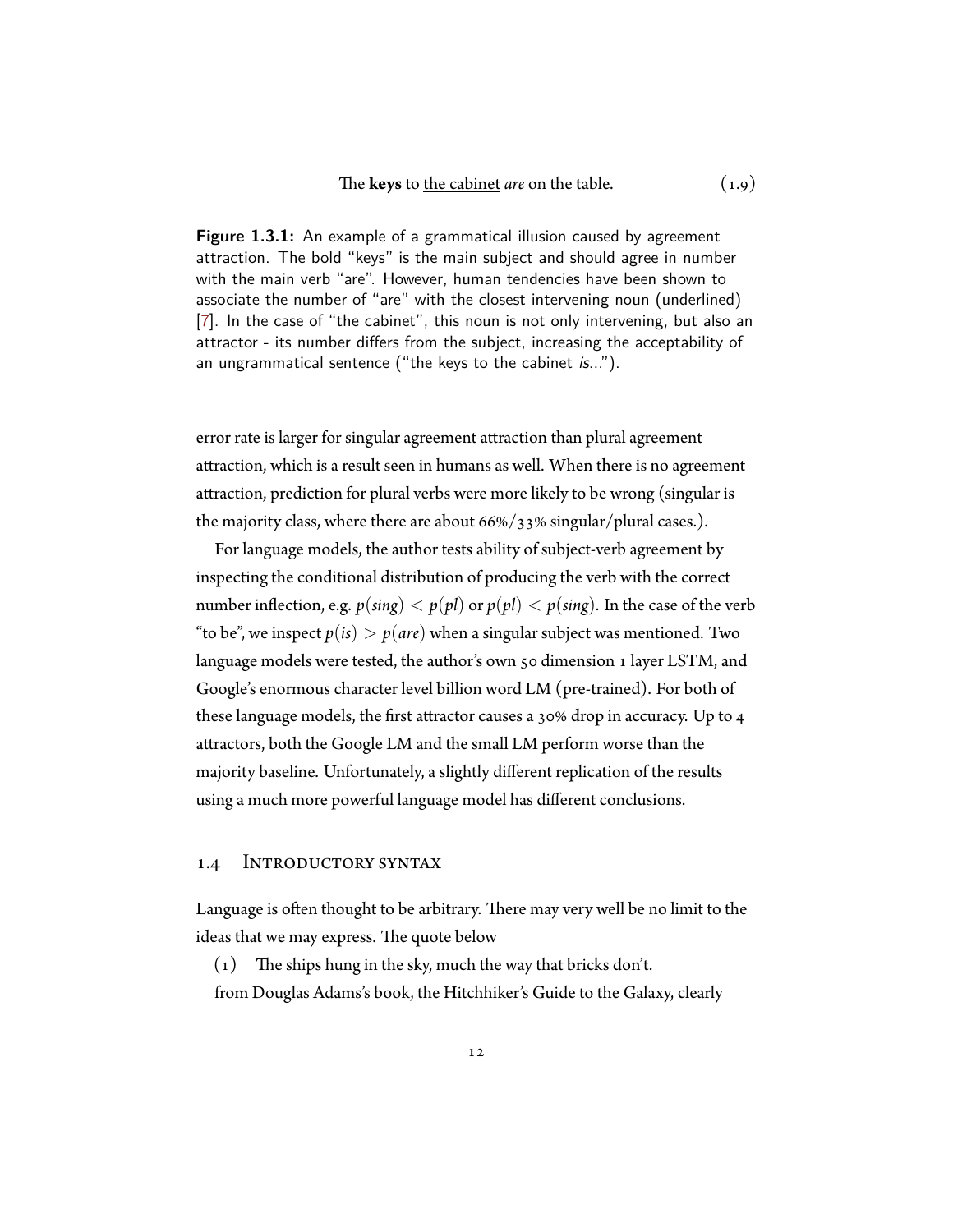The **keys** to <u>the cabinet</u> *are* on the table. (1.9)

**Figure 1.3.1:** An example of a grammatical illusion caused by agreement attraction. The bold "keys" is the main subject and should agree in number with the main verb "are". However, human tendencies have been shown to associate the number of "are" with the closest intervening noun (underlined) [7]. In the case of "the cabinet", this noun is not only intervening, but also an attractor - its number differs from the subject, increasing the acceptability of an ungrammatical sentence ("the keys to the cabinet *is*...").

error rate is larger for singular agreement attraction than plural agreement attraction, which is a result seen in humans as well. When there is no agreement attraction, prediction for plural verbs were more likely to be wrong (singular is the majority class, where there are about 66%/33% singular/plural cases.).

For language models, the author tests ability of subject-verb agreement by inspecting the conditional distribution of producing the verb with the correct number inflection, e.g. $p(sing) < p(pl)$ or $p(pl) < p(sing)$. In the case of the verb "to be", we inspect $p(is) > p(are)$ when a singular subject was mentioned. Two language models were tested, the author's own 50 dimension 1 layer LSTM, and Google's enormous character level billion word LM (pre-trained). For both of these language models, the first attractor causes a 30% drop in accuracy. Up to 4 attractors, both the Google LM and the small LM perform worse than the majority baseline. Unfortunately, a slightly different replication of the results using a much more powerful language model has different conclusions.

## 1.4 Introductory syntax

Language is often thought to be arbitrary. There may very well be no limit to the ideas that we may express. The quote below

(1) The ships hung in the sky, much the way that bricks don't.

from Douglas Adams's book, the Hitchhiker's Guide to the Galaxy, clearly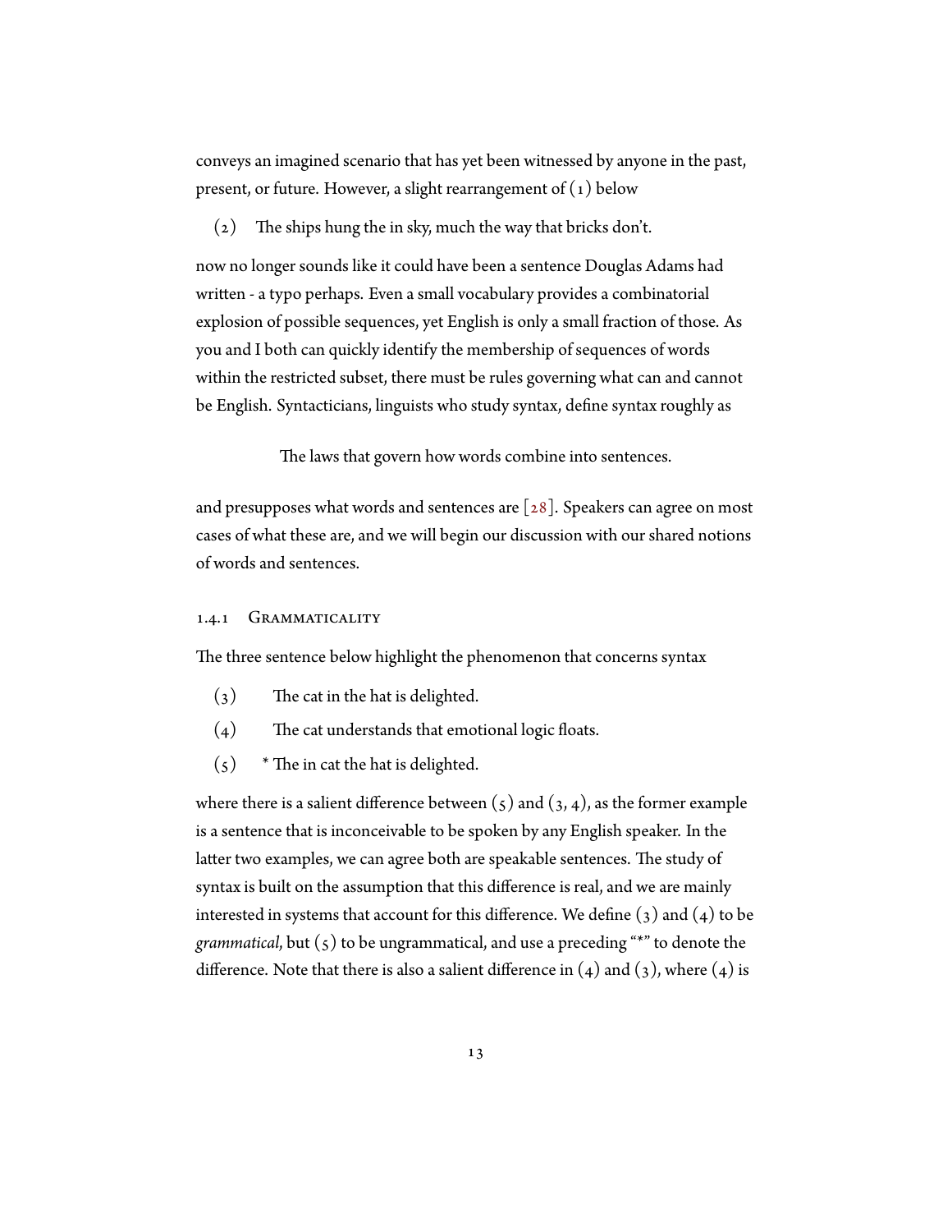conveys an imagined scenario that has yet been witnessed by anyone in the past, present, or future. However, a slight rearrangement of (1) below

(2) The ships hung the in sky, much the way that bricks don't.

now no longer sounds like it could have been a sentence Douglas Adams had written - a typo perhaps. Even a small vocabulary provides a combinatorial explosion of possible sequences, yet English is only a small fraction of those. As you and I both can quickly identify the membership of sequences of words within the restricted subset, there must be rules governing what can and cannot be English. Syntacticians, linguists who study syntax, define syntax roughly as

The laws that govern how words combine into sentences.

and presupposes what words and sentences are [28]. Speakers can agree on most cases of what these are, and we will begin our discussion with our shared notions of words and sentences.

### 1.4.1 Grammaticality

The three sentence below highlight the phenomenon that concerns syntax

(3) The cat in the hat is delighted.

(4) The cat understands that emotional logic floats.

(5) * The in cat the hat is delighted.

where there is a salient difference between (5) and (3, 4), as the former example is a sentence that is inconceivable to be spoken by any English speaker. In the latter two examples, we can agree both are speakable sentences. The study of syntax is built on the assumption that this difference is real, and we are mainly interested in systems that account for this difference. We define (3) and (4) to be *grammatical*, but (5) to be ungrammatical, and use a preceding "*" to denote the difference. Note that there is also a salient difference in (4) and (3), where (4) is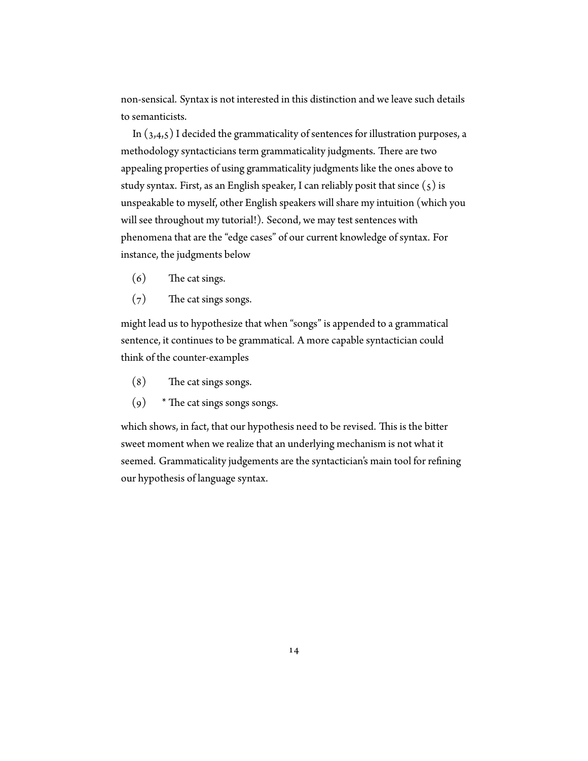non-sensical. Syntax is not interested in this distinction and we leave such details to semanticists.

In (3,4,5) I decided the grammaticality of sentences for illustration purposes, a methodology syntacticians term grammaticality judgments. There are two appealing properties of using grammaticality judgments like the ones above to study syntax. First, as an English speaker, I can reliably posit that since (5) is unspeakable to myself, other English speakers will share my intuition (which you will see throughout my tutorial!). Second, we may test sentences with phenomena that are the "edge cases" of our current knowledge of syntax. For instance, the judgments below

(6) The cat sings.

(7) The cat sings songs.

might lead us to hypothesize that when "songs" is appended to a grammatical sentence, it continues to be grammatical. A more capable syntactician could think of the counter-examples

(8) The cat sings songs.

(9) * The cat sings songs songs.

which shows, in fact, that our hypothesis need to be revised. This is the bitter sweet moment when we realize that an underlying mechanism is not what it seemed. Grammaticality judgements are the syntactician's main tool for refining our hypothesis of language syntax.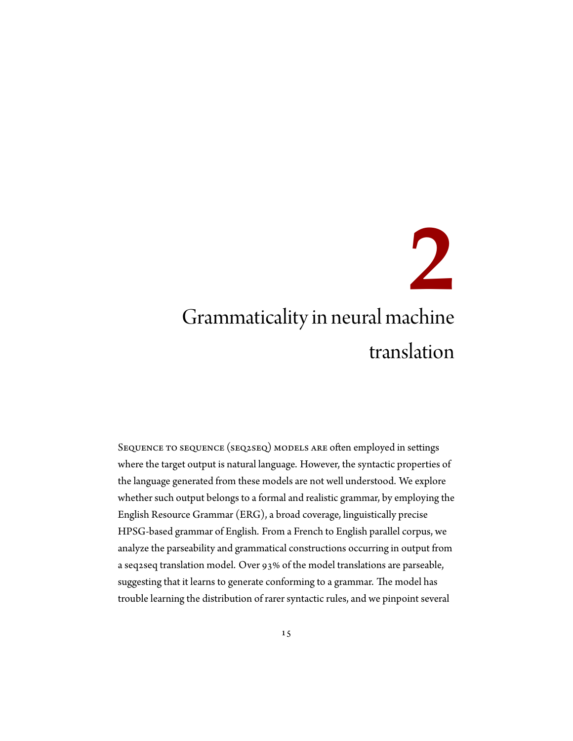# 2 Grammaticality in neural machine translation

Sequence to sequence (seq2seq) models are often employed in settings where the target output is natural language. However, the syntactic properties of the language generated from these models are not well understood. We explore whether such output belongs to a formal and realistic grammar, by employing the English Resource Grammar (ERG), a broad coverage, linguistically precise HPSG-based grammar of English. From a French to English parallel corpus, we analyze the parseability and grammatical constructions occurring in output from a seq2seq translation model. Over 93% of the model translations are parseable, suggesting that it learns to generate conforming to a grammar. The model has trouble learning the distribution of rarer syntactic rules, and we pinpoint several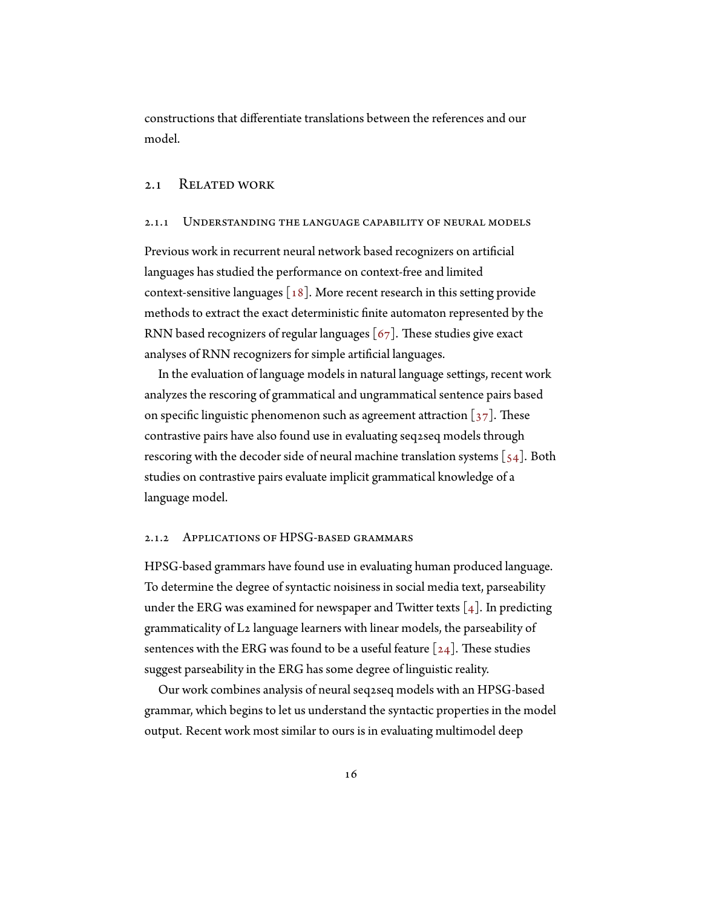constructions that differentiate translations between the references and our model.

## 2.1 Related work

### 2.1.1 Understanding the language capability of neural models

Previous work in recurrent neural network based recognizers on artificial languages has studied the performance on context-free and limited context-sensitive languages [18]. More recent research in this setting provide methods to extract the exact deterministic finite automaton represented by the RNN based recognizers of regular languages [67]. These studies give exact analyses of RNN recognizers for simple artificial languages.

In the evaluation of language models in natural language settings, recent work analyzes the rescoring of grammatical and ungrammatical sentence pairs based on specific linguistic phenomenon such as agreement attraction [37]. These contrastive pairs have also found use in evaluating seq2seq models through rescoring with the decoder side of neural machine translation systems [54]. Both studies on contrastive pairs evaluate implicit grammatical knowledge of a language model.

### 2.1.2 Applications of HPSG-based grammars

HPSG-based grammars have found use in evaluating human produced language. To determine the degree of syntactic noisiness in social media text, parseability under the ERG was examined for newspaper and Twitter texts [4]. In predicting grammaticality of L2 language learners with linear models, the parseability of sentences with the ERG was found to be a useful feature [24]. These studies suggest parseability in the ERG has some degree of linguistic reality.

Our work combines analysis of neural seq2seq models with an HPSG-based grammar, which begins to let us understand the syntactic properties in the model output. Recent work most similar to ours is in evaluating multimodel deep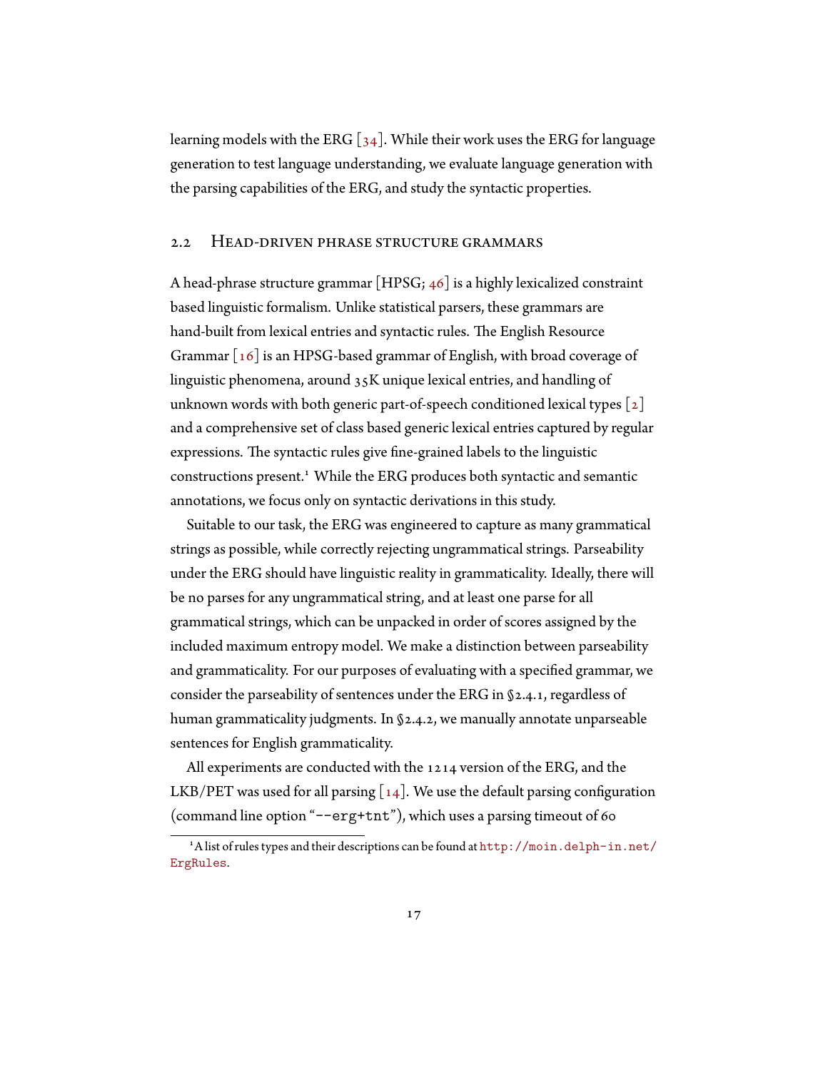learning models with the ERG [34]. While their work uses the ERG for language generation to test language understanding, we evaluate language generation with the parsing capabilities of the ERG, and study the syntactic properties.

## 2.2 Head-driven phrase structure grammars

A head-phrase structure grammar [HPSG; 46] is a highly lexicalized constraint based linguistic formalism. Unlike statistical parsers, these grammars are hand-built from lexical entries and syntactic rules. The English Resource Grammar [16] is an HPSG-based grammar of English, with broad coverage of linguistic phenomena, around 35K unique lexical entries, and handling of unknown words with both generic part-of-speech conditioned lexical types [2] and a comprehensive set of class based generic lexical entries captured by regular expressions. The syntactic rules give fine-grained labels to the linguistic constructions present.[1] While the ERG produces both syntactic and semantic annotations, we focus only on syntactic derivations in this study.

Suitable to our task, the ERG was engineered to capture as many grammatical strings as possible, while correctly rejecting ungrammatical strings. Parseability under the ERG should have linguistic reality in grammaticality. Ideally, there will be no parses for any ungrammatical string, and at least one parse for all grammatical strings, which can be unpacked in order of scores assigned by the included maximum entropy model. We make a distinction between parseability and grammaticality. For our purposes of evaluating with a specified grammar, we consider the parseability of sentences under the ERG in §2.4.1, regardless of human grammaticality judgments. In §2.4.2, we manually annotate unparseable sentences for English grammaticality.

All experiments are conducted with the 1214 version of the ERG, and the LKB/PET was used for all parsing [14]. We use the default parsing configuration (command line option "--erg+tnt"), which uses a parsing timeout of 60

[1] A list of rules types and their descriptions can be found at http://moin.delph-in.net/ErgRules.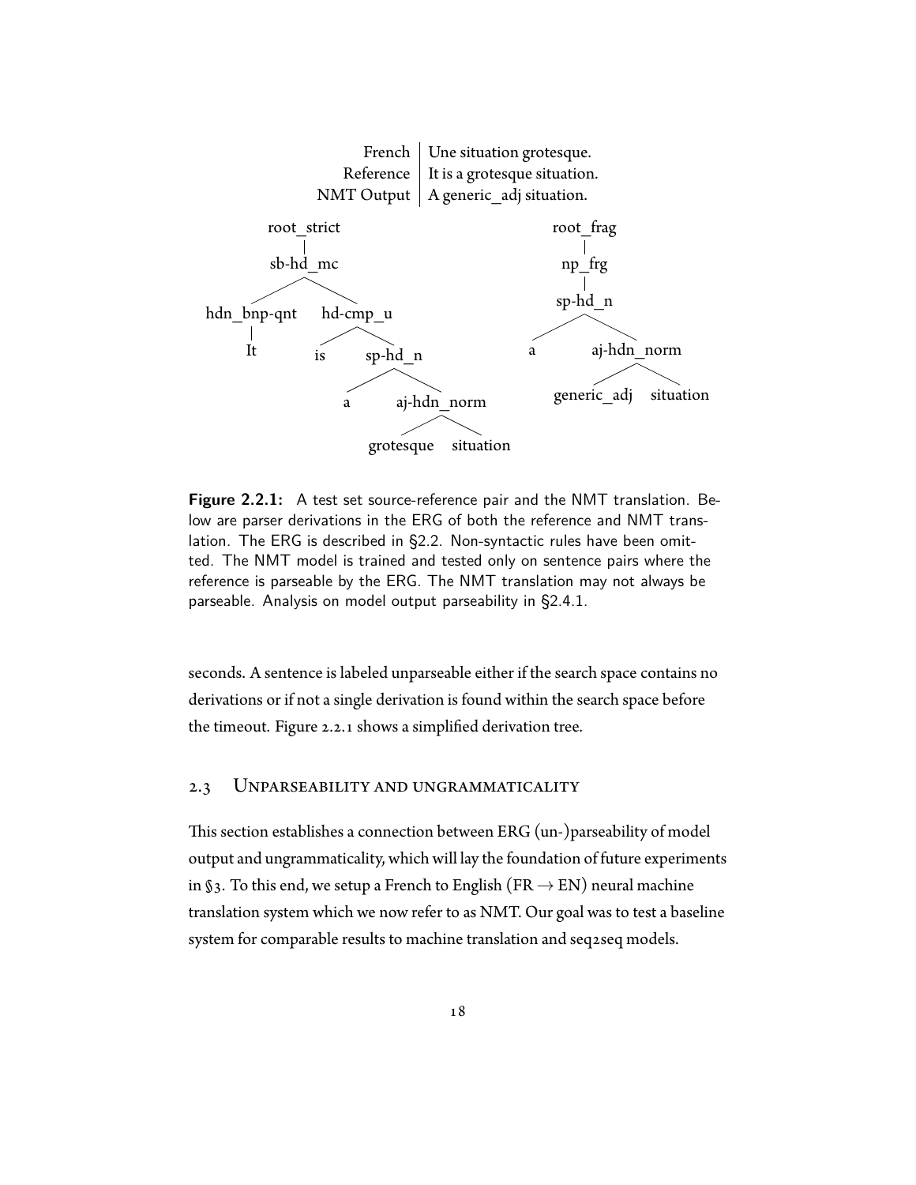| | |
|---|---|
| French | Une situation grotesque. |
| Reference | It is a grotesque situation. |
| NMT Output | A generic_adj situation. |

```
root_strict
    |
 sb-hd_mc
  /      \
hdn_bnp-qnt   hd-cmp_u
    |         /     \
   It       is     sp-hd_n
                   /     \
                  a    aj-hdn_norm
                        /       \
                   grotesque  situation
```

```
root_frag
    |
  np_frg
    |
  sp-hd_n
  /     \
 a    aj-hdn_norm
       /        \
  generic_adj  situation
```

**Figure 2.2.1:** A test set source-reference pair and the NMT translation. Below are parser derivations in the ERG of both the reference and NMT translation. The ERG is described in §2.2. Non-syntactic rules have been omitted. The NMT model is trained and tested only on sentence pairs where the reference is parseable by the ERG. The NMT translation may not always be parseable. Analysis on model output parseability in §2.4.1.

seconds. A sentence is labeled unparseable either if the search space contains no derivations or if not a single derivation is found within the search space before the timeout. Figure 2.2.1 shows a simplified derivation tree.

## 2.3 Unparseability and ungrammaticality

This section establishes a connection between ERG (un-)parseability of model output and ungrammaticality, which will lay the foundation of future experiments in §3. To this end, we setup a French to English (FR $\rightarrow$ EN) neural machine translation system which we now refer to as NMT. Our goal was to test a baseline system for comparable results to machine translation and seq2seq models.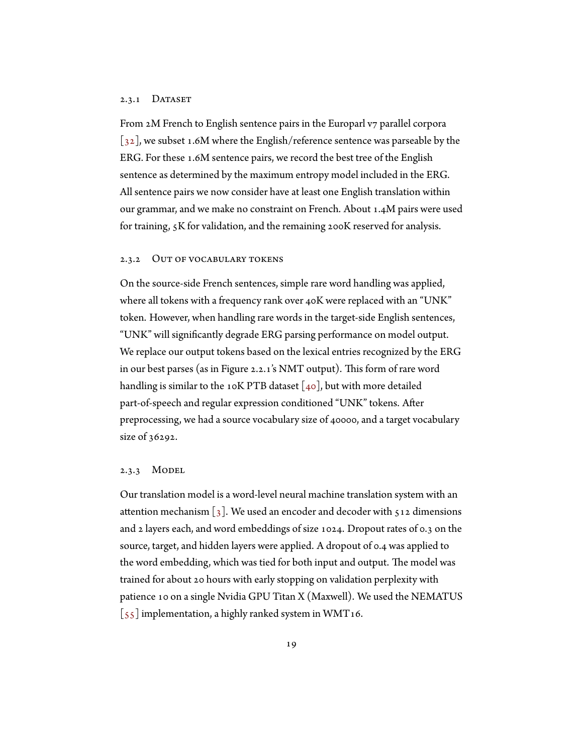### 2.3.1 Dataset

From 2M French to English sentence pairs in the Europarl v7 parallel corpora [32], we subset 1.6M where the English/reference sentence was parseable by the ERG. For these 1.6M sentence pairs, we record the best tree of the English sentence as determined by the maximum entropy model included in the ERG. All sentence pairs we now consider have at least one English translation within our grammar, and we make no constraint on French. About 1.4M pairs were used for training, 5K for validation, and the remaining 200K reserved for analysis.

### 2.3.2 Out of vocabulary tokens

On the source-side French sentences, simple rare word handling was applied, where all tokens with a frequency rank over 40K were replaced with an "UNK" token. However, when handling rare words in the target-side English sentences, "UNK" will significantly degrade ERG parsing performance on model output. We replace our output tokens based on the lexical entries recognized by the ERG in our best parses (as in Figure 2.2.1's NMT output). This form of rare word handling is similar to the 10K PTB dataset [40], but with more detailed part-of-speech and regular expression conditioned "UNK" tokens. After preprocessing, we had a source vocabulary size of 40000, and a target vocabulary size of 36292.

### 2.3.3 Model

Our translation model is a word-level neural machine translation system with an attention mechanism [3]. We used an encoder and decoder with 512 dimensions and 2 layers each, and word embeddings of size 1024. Dropout rates of 0.3 on the source, target, and hidden layers were applied. A dropout of 0.4 was applied to the word embedding, which was tied for both input and output. The model was trained for about 20 hours with early stopping on validation perplexity with patience 10 on a single Nvidia GPU Titan X (Maxwell). We used the NEMATUS [55] implementation, a highly ranked system in WMT16.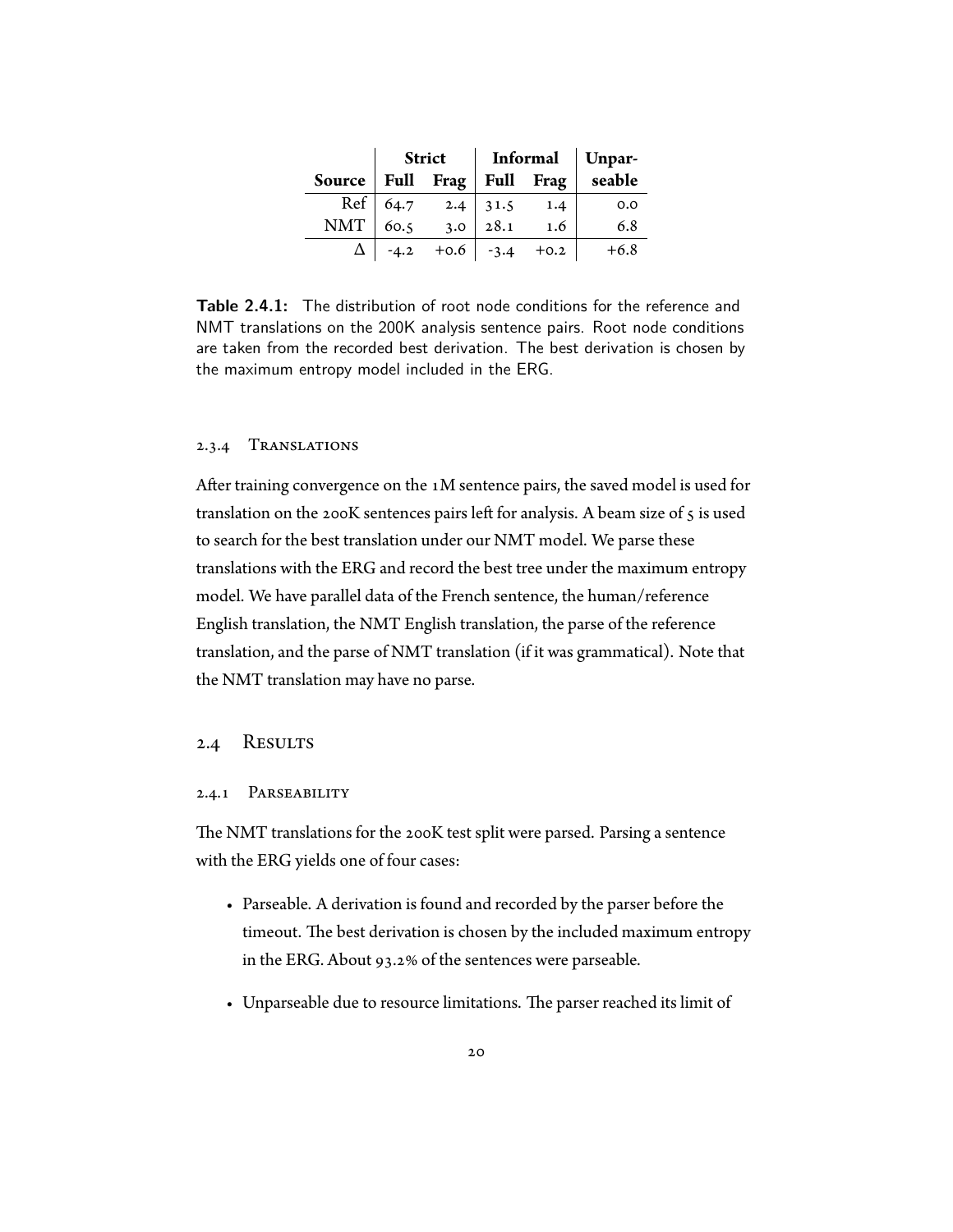| | Strict | | Informal | | Unpar- |
|---|---|---|---|---|---|
| Source | Full | Frag | Full | Frag | seable |
| Ref | 64.7 | 2.4 | 31.5 | 1.4 | 0.0 |
| NMT | 60.5 | 3.0 | 28.1 | 1.6 | 6.8 |
| Δ | -4.2 | +0.6 | -3.4 | +0.2 | +6.8 |

**Table 2.4.1:** The distribution of root node conditions for the reference and NMT translations on the 200K analysis sentence pairs. Root node conditions are taken from the recorded best derivation. The best derivation is chosen by the maximum entropy model included in the ERG.

### 2.3.4 Translations

After training convergence on the 1M sentence pairs, the saved model is used for translation on the 200K sentences pairs left for analysis. A beam size of 5 is used to search for the best translation under our NMT model. We parse these translations with the ERG and record the best tree under the maximum entropy model. We have parallel data of the French sentence, the human/reference English translation, the NMT English translation, the parse of the reference translation, and the parse of NMT translation (if it was grammatical). Note that the NMT translation may have no parse.

## 2.4 Results

### 2.4.1 Parseability

The NMT translations for the 200K test split were parsed. Parsing a sentence with the ERG yields one of four cases:

- Parseable. A derivation is found and recorded by the parser before the timeout. The best derivation is chosen by the included maximum entropy in the ERG. About 93.2% of the sentences were parseable.
- Unparseable due to resource limitations. The parser reached its limit of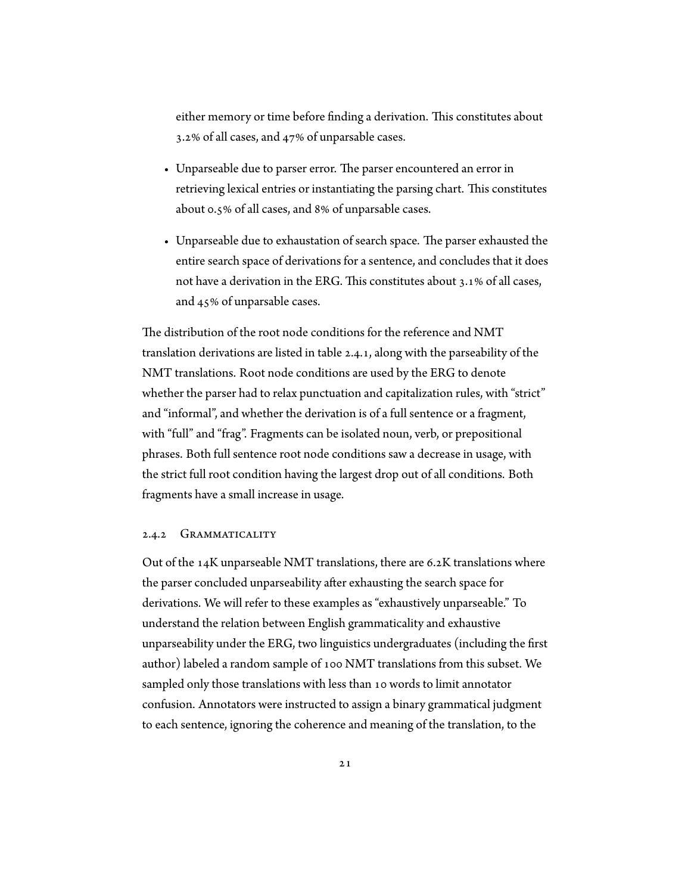either memory or time before finding a derivation. This constitutes about 3.2% of all cases, and 47% of unparsable cases.

- Unparseable due to parser error. The parser encountered an error in retrieving lexical entries or instantiating the parsing chart. This constitutes about 0.5% of all cases, and 8% of unparsable cases.
- Unparseable due to exhaustation of search space. The parser exhausted the entire search space of derivations for a sentence, and concludes that it does not have a derivation in the ERG. This constitutes about 3.1% of all cases, and 45% of unparsable cases.

The distribution of the root node conditions for the reference and NMT translation derivations are listed in table 2.4.1, along with the parseability of the NMT translations. Root node conditions are used by the ERG to denote whether the parser had to relax punctuation and capitalization rules, with "strict" and "informal", and whether the derivation is of a full sentence or a fragment, with "full" and "frag". Fragments can be isolated noun, verb, or prepositional phrases. Both full sentence root node conditions saw a decrease in usage, with the strict full root condition having the largest drop out of all conditions. Both fragments have a small increase in usage.

### 2.4.2 Grammaticality

Out of the 14K unparseable NMT translations, there are 6.2K translations where the parser concluded unparseability after exhausting the search space for derivations. We will refer to these examples as "exhaustively unparseable." To understand the relation between English grammaticality and exhaustive unparseability under the ERG, two linguistics undergraduates (including the first author) labeled a random sample of 100 NMT translations from this subset. We sampled only those translations with less than 10 words to limit annotator confusion. Annotators were instructed to assign a binary grammatical judgment to each sentence, ignoring the coherence and meaning of the translation, to the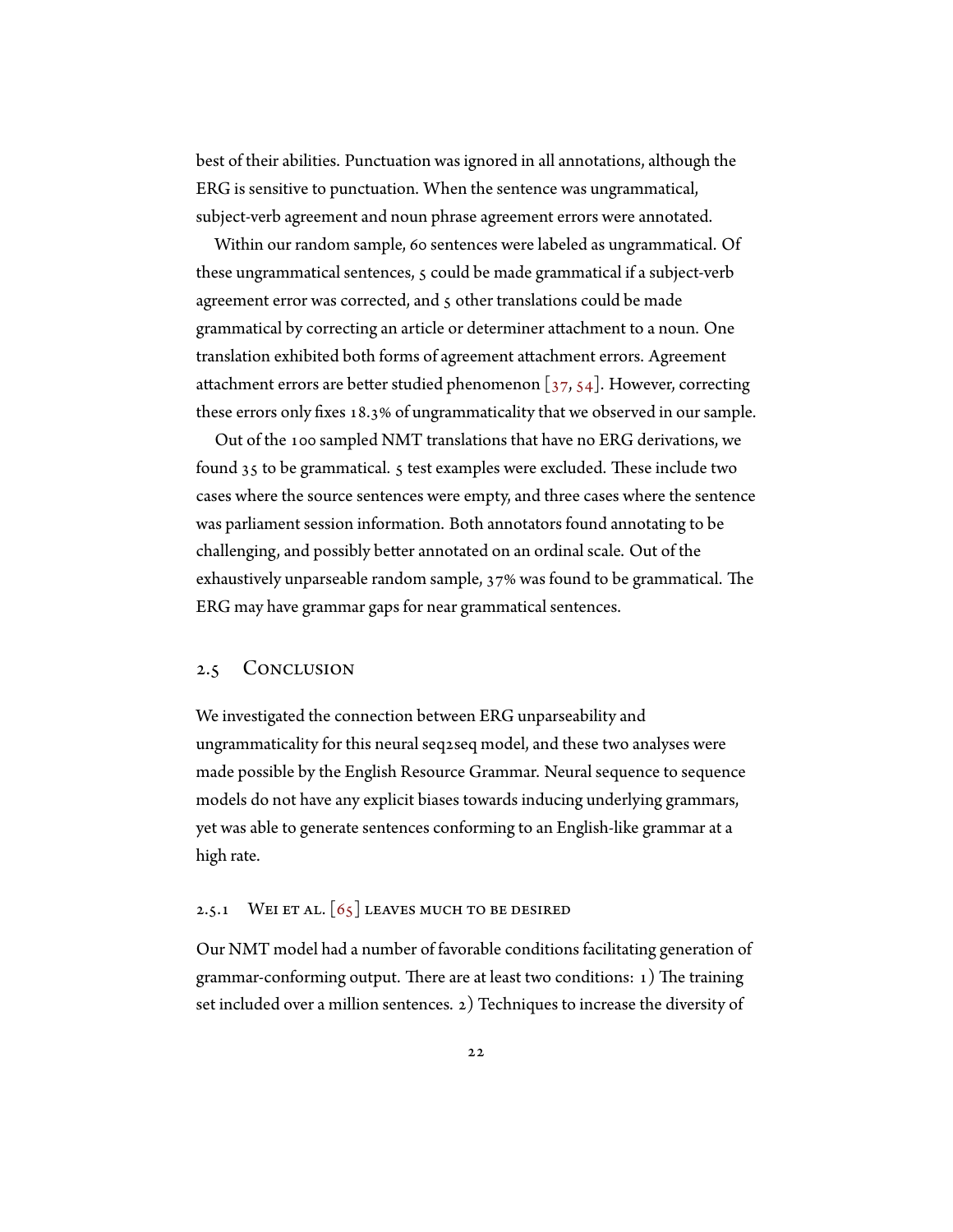best of their abilities. Punctuation was ignored in all annotations, although the ERG is sensitive to punctuation. When the sentence was ungrammatical, subject-verb agreement and noun phrase agreement errors were annotated.

Within our random sample, 60 sentences were labeled as ungrammatical. Of these ungrammatical sentences, 5 could be made grammatical if a subject-verb agreement error was corrected, and 5 other translations could be made grammatical by correcting an article or determiner attachment to a noun. One translation exhibited both forms of agreement attachment errors. Agreement attachment errors are better studied phenomenon [37, 54]. However, correcting these errors only fixes 18.3% of ungrammaticality that we observed in our sample.

Out of the 100 sampled NMT translations that have no ERG derivations, we found 35 to be grammatical. 5 test examples were excluded. These include two cases where the source sentences were empty, and three cases where the sentence was parliament session information. Both annotators found annotating to be challenging, and possibly better annotated on an ordinal scale. Out of the exhaustively unparseable random sample, 37% was found to be grammatical. The ERG may have grammar gaps for near grammatical sentences.

## 2.5 Conclusion

We investigated the connection between ERG unparseability and ungrammaticality for this neural seq2seq model, and these two analyses were made possible by the English Resource Grammar. Neural sequence to sequence models do not have any explicit biases towards inducing underlying grammars, yet was able to generate sentences conforming to an English-like grammar at a high rate.

### 2.5.1 Wei et al. [65] leaves much to be desired

Our NMT model had a number of favorable conditions facilitating generation of grammar-conforming output. There are at least two conditions: 1) The training set included over a million sentences. 2) Techniques to increase the diversity of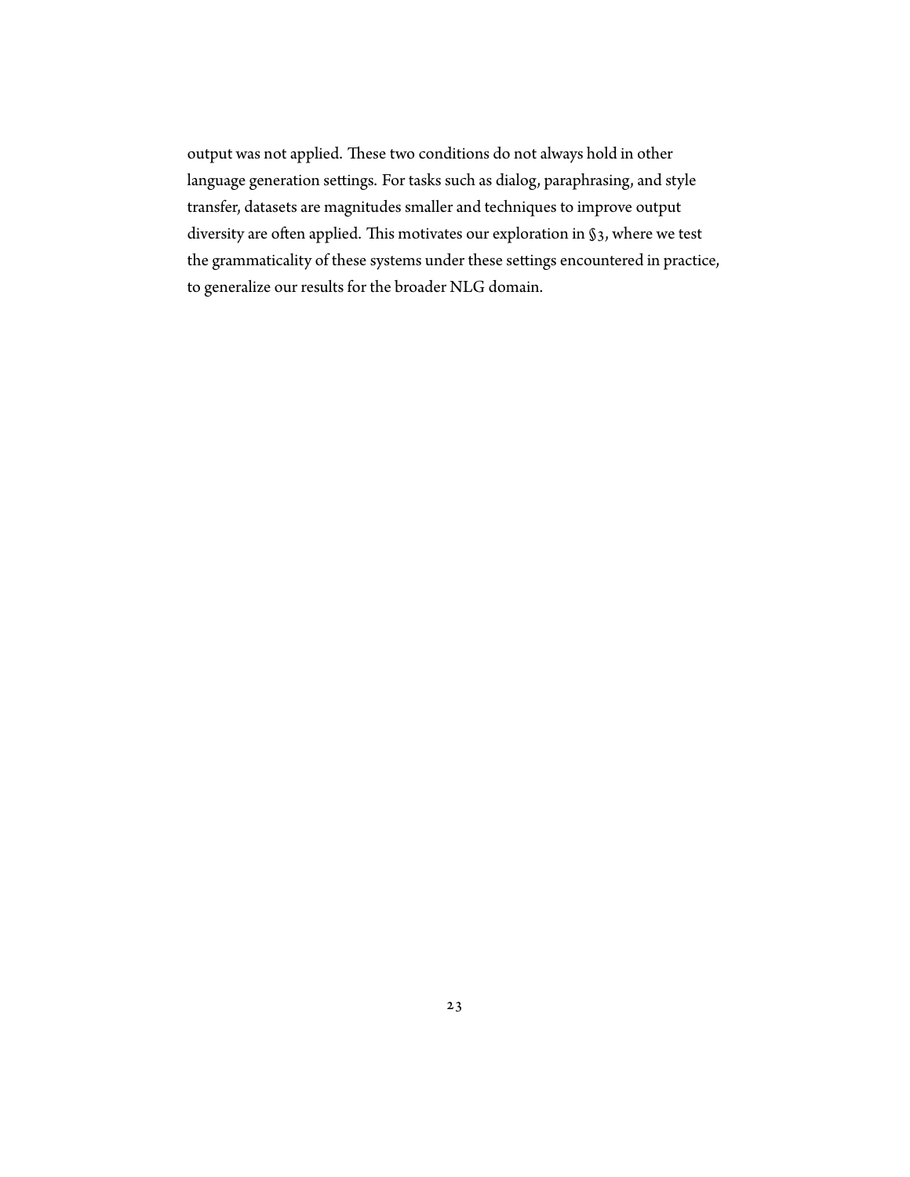output was not applied. These two conditions do not always hold in other language generation settings. For tasks such as dialog, paraphrasing, and style transfer, datasets are magnitudes smaller and techniques to improve output diversity are often applied. This motivates our exploration in §3, where we test the grammaticality of these systems under these settings encountered in practice, to generalize our results for the broader NLG domain.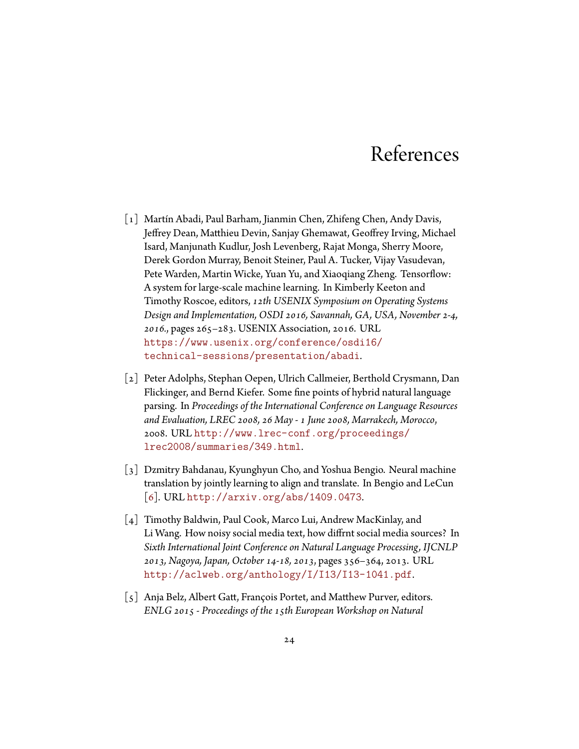# References

[1] Martín Abadi, Paul Barham, Jianmin Chen, Zhifeng Chen, Andy Davis, Jeffrey Dean, Matthieu Devin, Sanjay Ghemawat, Geoffrey Irving, Michael Isard, Manjunath Kudlur, Josh Levenberg, Rajat Monga, Sherry Moore, Derek Gordon Murray, Benoit Steiner, Paul A. Tucker, Vijay Vasudevan, Pete Warden, Martin Wicke, Yuan Yu, and Xiaoqiang Zheng. Tensorflow: A system for large-scale machine learning. In Kimberly Keeton and Timothy Roscoe, editors, *12th USENIX Symposium on Operating Systems Design and Implementation, OSDI 2016, Savannah, GA, USA, November 2-4, 2016.*, pages 265–283. USENIX Association, 2016. URL https://www.usenix.org/conference/osdi16/technical-sessions/presentation/abadi.

[2] Peter Adolphs, Stephan Oepen, Ulrich Callmeier, Berthold Crysmann, Dan Flickinger, and Bernd Kiefer. Some fine points of hybrid natural language parsing. In *Proceedings of the International Conference on Language Resources and Evaluation, LREC 2008, 26 May - 1 June 2008, Marrakech, Morocco*, 2008. URL http://www.lrec-conf.org/proceedings/lrec2008/summaries/349.html.

[3] Dzmitry Bahdanau, Kyunghyun Cho, and Yoshua Bengio. Neural machine translation by jointly learning to align and translate. In Bengio and LeCun [6]. URL http://arxiv.org/abs/1409.0473.

[4] Timothy Baldwin, Paul Cook, Marco Lui, Andrew MacKinlay, and Li Wang. How noisy social media text, how diffrnt social media sources? In *Sixth International Joint Conference on Natural Language Processing, IJCNLP 2013, Nagoya, Japan, October 14-18, 2013*, pages 356–364, 2013. URL http://aclweb.org/anthology/I/I13/I13-1041.pdf.

[5] Anja Belz, Albert Gatt, François Portet, and Matthew Purver, editors. *ENLG 2015 - Proceedings of the 15th European Workshop on Natural*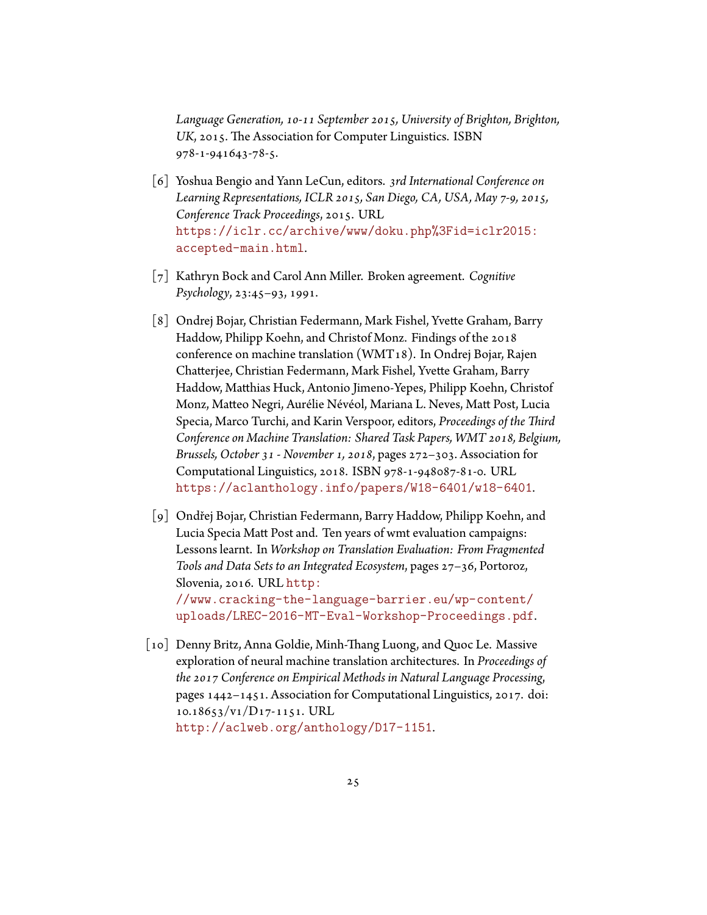*Language Generation, 10-11 September 2015, University of Brighton, Brighton, UK*, 2015. The Association for Computer Linguistics. ISBN 978-1-941643-78-5.

[6] Yoshua Bengio and Yann LeCun, editors. *3rd International Conference on Learning Representations, ICLR 2015, San Diego, CA, USA, May 7-9, 2015, Conference Track Proceedings*, 2015. URL https://iclr.cc/archive/www/doku.php%3Fid=iclr2015:accepted-main.html.

[7] Kathryn Bock and Carol Ann Miller. Broken agreement. *Cognitive Psychology*, 23:45–93, 1991.

[8] Ondrej Bojar, Christian Federmann, Mark Fishel, Yvette Graham, Barry Haddow, Philipp Koehn, and Christof Monz. Findings of the 2018 conference on machine translation (WMT18). In Ondrej Bojar, Rajen Chatterjee, Christian Federmann, Mark Fishel, Yvette Graham, Barry Haddow, Matthias Huck, Antonio Jimeno-Yepes, Philipp Koehn, Christof Monz, Matteo Negri, Aurélie Névéol, Mariana L. Neves, Matt Post, Lucia Specia, Marco Turchi, and Karin Verspoor, editors, *Proceedings of the Third Conference on Machine Translation: Shared Task Papers, WMT 2018, Belgium, Brussels, October 31 - November 1, 2018*, pages 272–303. Association for Computational Linguistics, 2018. ISBN 978-1-948087-81-0. URL https://aclanthology.info/papers/W18-6401/w18-6401.

[9] Ondřej Bojar, Christian Federmann, Barry Haddow, Philipp Koehn, and Lucia Specia Matt Post and. Ten years of wmt evaluation campaigns: Lessons learnt. In *Workshop on Translation Evaluation: From Fragmented Tools and Data Sets to an Integrated Ecosystem*, pages 27–36, Portoroz, Slovenia, 2016. URL http://www.cracking-the-language-barrier.eu/wp-content/uploads/LREC-2016-MT-Eval-Workshop-Proceedings.pdf.

[10] Denny Britz, Anna Goldie, Minh-Thang Luong, and Quoc Le. Massive exploration of neural machine translation architectures. In *Proceedings of the 2017 Conference on Empirical Methods in Natural Language Processing*, pages 1442–1451. Association for Computational Linguistics, 2017. doi: 10.18653/v1/D17-1151. URL http://aclweb.org/anthology/D17-1151.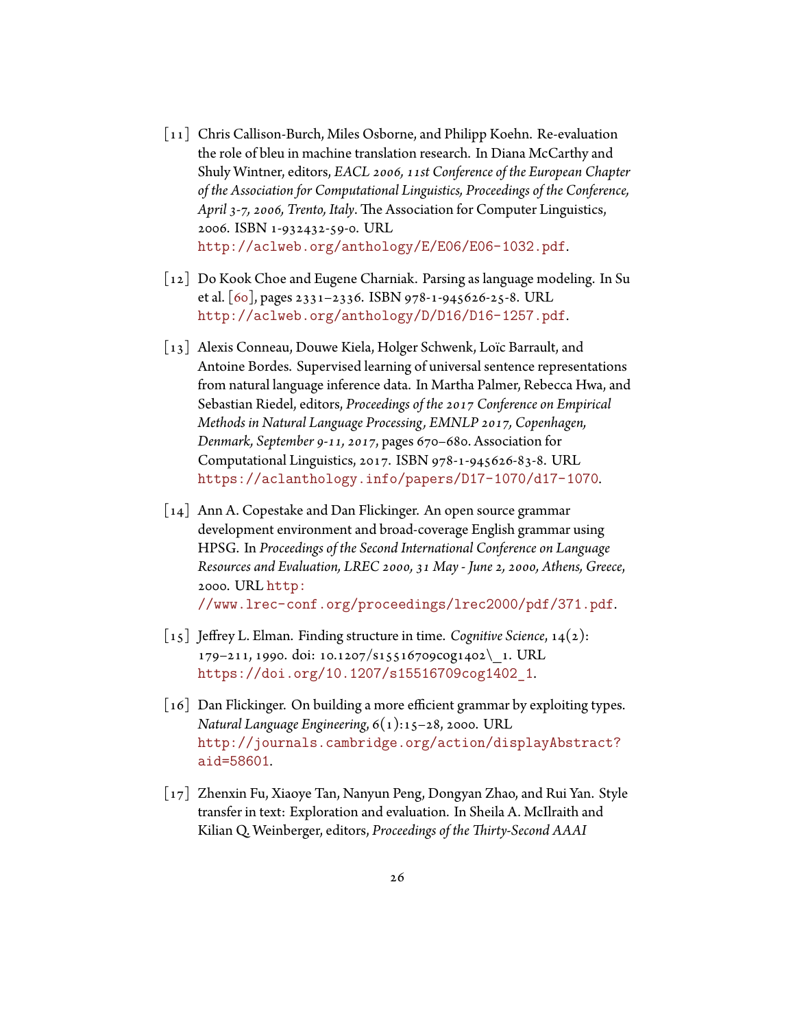[11] Chris Callison-Burch, Miles Osborne, and Philipp Koehn. Re-evaluation the role of bleu in machine translation research. In Diana McCarthy and Shuly Wintner, editors, *EACL 2006, 11st Conference of the European Chapter of the Association for Computational Linguistics, Proceedings of the Conference, April 3-7, 2006, Trento, Italy*. The Association for Computer Linguistics, 2006. ISBN 1-932432-59-0. URL http://aclweb.org/anthology/E/E06/E06-1032.pdf.

[12] Do Kook Choe and Eugene Charniak. Parsing as language modeling. In Su et al. [60], pages 2331–2336. ISBN 978-1-945626-25-8. URL http://aclweb.org/anthology/D/D16/D16-1257.pdf.

[13] Alexis Conneau, Douwe Kiela, Holger Schwenk, Loïc Barrault, and Antoine Bordes. Supervised learning of universal sentence representations from natural language inference data. In Martha Palmer, Rebecca Hwa, and Sebastian Riedel, editors, *Proceedings of the 2017 Conference on Empirical Methods in Natural Language Processing, EMNLP 2017, Copenhagen, Denmark, September 9-11, 2017*, pages 670–680. Association for Computational Linguistics, 2017. ISBN 978-1-945626-83-8. URL https://aclanthology.info/papers/D17-1070/d17-1070.

[14] Ann A. Copestake and Dan Flickinger. An open source grammar development environment and broad-coverage English grammar using HPSG. In *Proceedings of the Second International Conference on Language Resources and Evaluation, LREC 2000, 31 May - June 2, 2000, Athens, Greece*, 2000. URL http://www.lrec-conf.org/proceedings/lrec2000/pdf/371.pdf.

[15] Jeffrey L. Elman. Finding structure in time. *Cognitive Science*, 14(2): 179–211, 1990. doi: 10.1207/s15516709cog1402\_1. URL https://doi.org/10.1207/s15516709cog1402_1.

[16] Dan Flickinger. On building a more efficient grammar by exploiting types. *Natural Language Engineering*, 6(1):15–28, 2000. URL http://journals.cambridge.org/action/displayAbstract?aid=58601.

[17] Zhenxin Fu, Xiaoye Tan, Nanyun Peng, Dongyan Zhao, and Rui Yan. Style transfer in text: Exploration and evaluation. In Sheila A. McIlraith and Kilian Q. Weinberger, editors, *Proceedings of the Thirty-Second AAAI*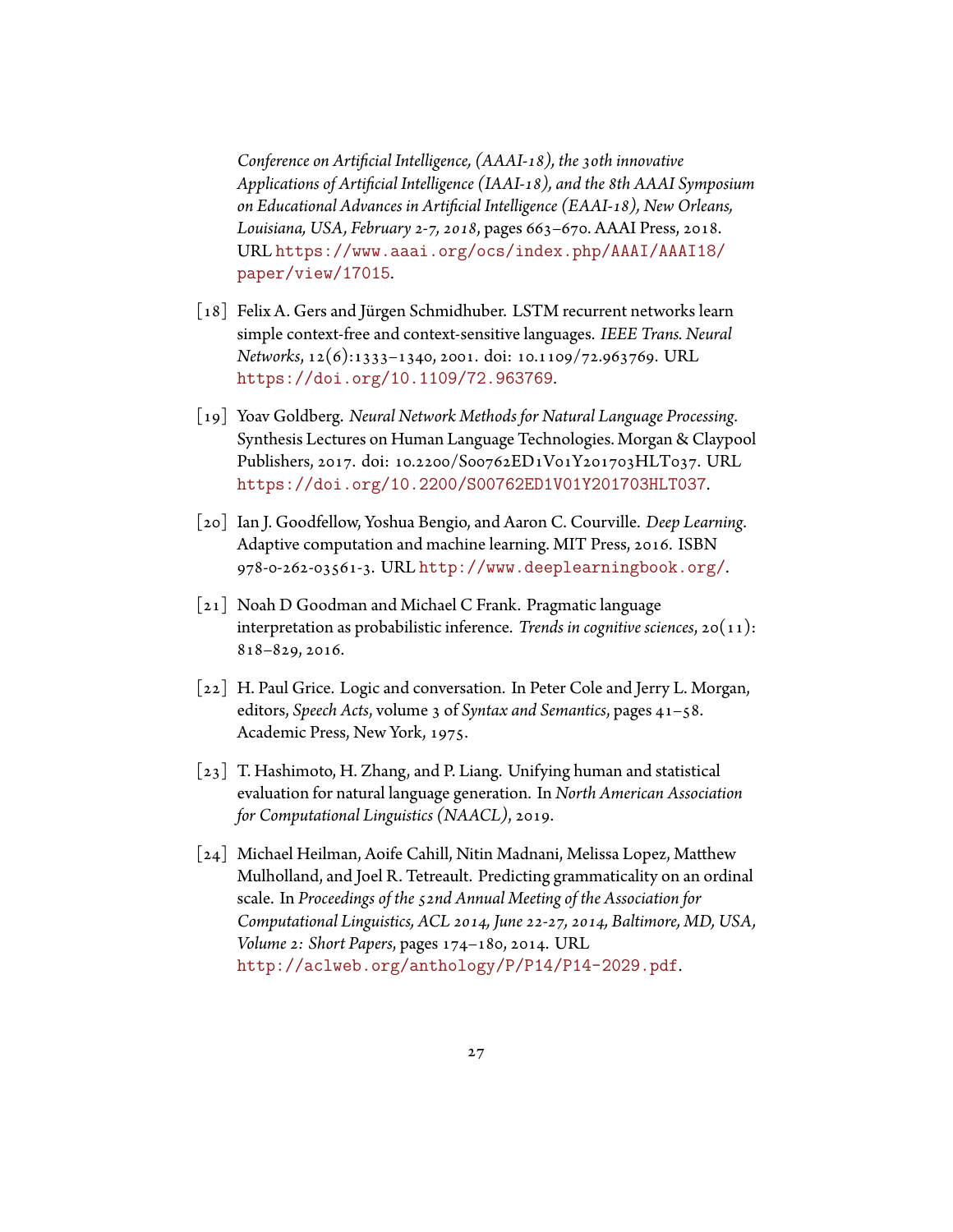*Conference on Artificial Intelligence, (AAAI-18), the 30th innovative Applications of Artificial Intelligence (IAAI-18), and the 8th AAAI Symposium on Educational Advances in Artificial Intelligence (EAAI-18), New Orleans, Louisiana, USA, February 2-7, 2018*, pages 663–670. AAAI Press, 2018. URL https://www.aaai.org/ocs/index.php/AAAI/AAAI18/paper/view/17015.

[18] Felix A. Gers and Jürgen Schmidhuber. LSTM recurrent networks learn simple context-free and context-sensitive languages. *IEEE Trans. Neural Networks*, 12(6):1333–1340, 2001. doi: 10.1109/72.963769. URL https://doi.org/10.1109/72.963769.

[19] Yoav Goldberg. *Neural Network Methods for Natural Language Processing*. Synthesis Lectures on Human Language Technologies. Morgan & Claypool Publishers, 2017. doi: 10.2200/S00762ED1V01Y201703HLT037. URL https://doi.org/10.2200/S00762ED1V01Y201703HLT037.

[20] Ian J. Goodfellow, Yoshua Bengio, and Aaron C. Courville. *Deep Learning*. Adaptive computation and machine learning. MIT Press, 2016. ISBN 978-0-262-03561-3. URL http://www.deeplearningbook.org/.

[21] Noah D Goodman and Michael C Frank. Pragmatic language interpretation as probabilistic inference. *Trends in cognitive sciences*, 20(11): 818–829, 2016.

[22] H. Paul Grice. Logic and conversation. In Peter Cole and Jerry L. Morgan, editors, *Speech Acts*, volume 3 of *Syntax and Semantics*, pages 41–58. Academic Press, New York, 1975.

[23] T. Hashimoto, H. Zhang, and P. Liang. Unifying human and statistical evaluation for natural language generation. In *North American Association for Computational Linguistics (NAACL)*, 2019.

[24] Michael Heilman, Aoife Cahill, Nitin Madnani, Melissa Lopez, Matthew Mulholland, and Joel R. Tetreault. Predicting grammaticality on an ordinal scale. In *Proceedings of the 52nd Annual Meeting of the Association for Computational Linguistics, ACL 2014, June 22-27, 2014, Baltimore, MD, USA, Volume 2: Short Papers*, pages 174–180, 2014. URL http://aclweb.org/anthology/P/P14/P14-2029.pdf.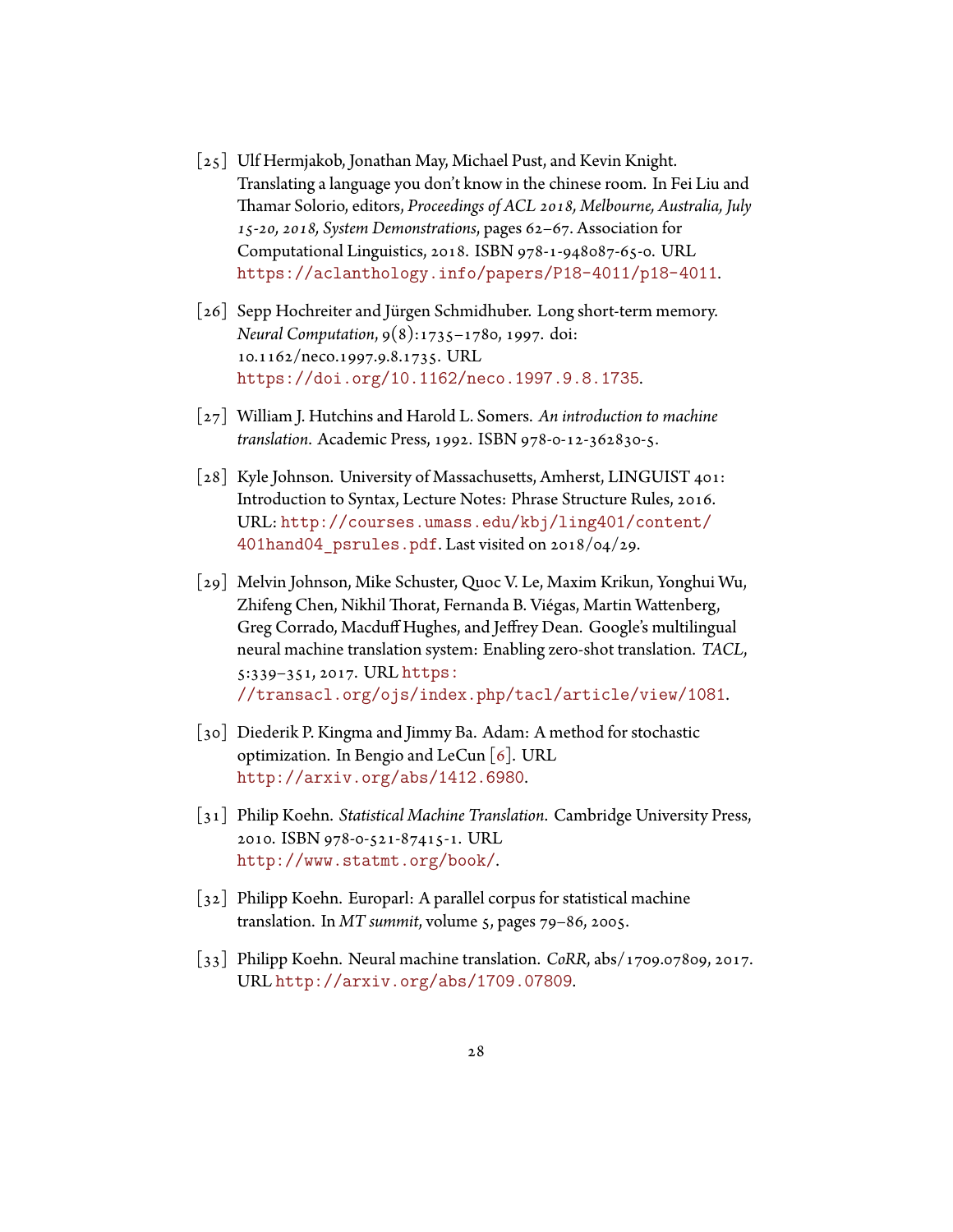[25] Ulf Hermjakob, Jonathan May, Michael Pust, and Kevin Knight. Translating a language you don't know in the chinese room. In Fei Liu and Thamar Solorio, editors, *Proceedings of ACL 2018, Melbourne, Australia, July 15-20, 2018, System Demonstrations*, pages 62–67. Association for Computational Linguistics, 2018. ISBN 978-1-948087-65-0. URL https://aclanthology.info/papers/P18-4011/p18-4011.

[26] Sepp Hochreiter and Jürgen Schmidhuber. Long short-term memory. *Neural Computation*, 9(8):1735–1780, 1997. doi: 10.1162/neco.1997.9.8.1735. URL https://doi.org/10.1162/neco.1997.9.8.1735.

[27] William J. Hutchins and Harold L. Somers. *An introduction to machine translation*. Academic Press, 1992. ISBN 978-0-12-362830-5.

[28] Kyle Johnson. University of Massachusetts, Amherst, LINGUIST 401: Introduction to Syntax, Lecture Notes: Phrase Structure Rules, 2016. URL: http://courses.umass.edu/kbj/ling401/content/401hand04_psrules.pdf. Last visited on 2018/04/29.

[29] Melvin Johnson, Mike Schuster, Quoc V. Le, Maxim Krikun, Yonghui Wu, Zhifeng Chen, Nikhil Thorat, Fernanda B. Viégas, Martin Wattenberg, Greg Corrado, Macduff Hughes, and Jeffrey Dean. Google's multilingual neural machine translation system: Enabling zero-shot translation. *TACL*, 5:339–351, 2017. URL https://transacl.org/ojs/index.php/tacl/article/view/1081.

[30] Diederik P. Kingma and Jimmy Ba. Adam: A method for stochastic optimization. In Bengio and LeCun [6]. URL http://arxiv.org/abs/1412.6980.

[31] Philip Koehn. *Statistical Machine Translation*. Cambridge University Press, 2010. ISBN 978-0-521-87415-1. URL http://www.statmt.org/book/.

[32] Philipp Koehn. Europarl: A parallel corpus for statistical machine translation. In *MT summit*, volume 5, pages 79–86, 2005.

[33] Philipp Koehn. Neural machine translation. *CoRR*, abs/1709.07809, 2017. URL http://arxiv.org/abs/1709.07809.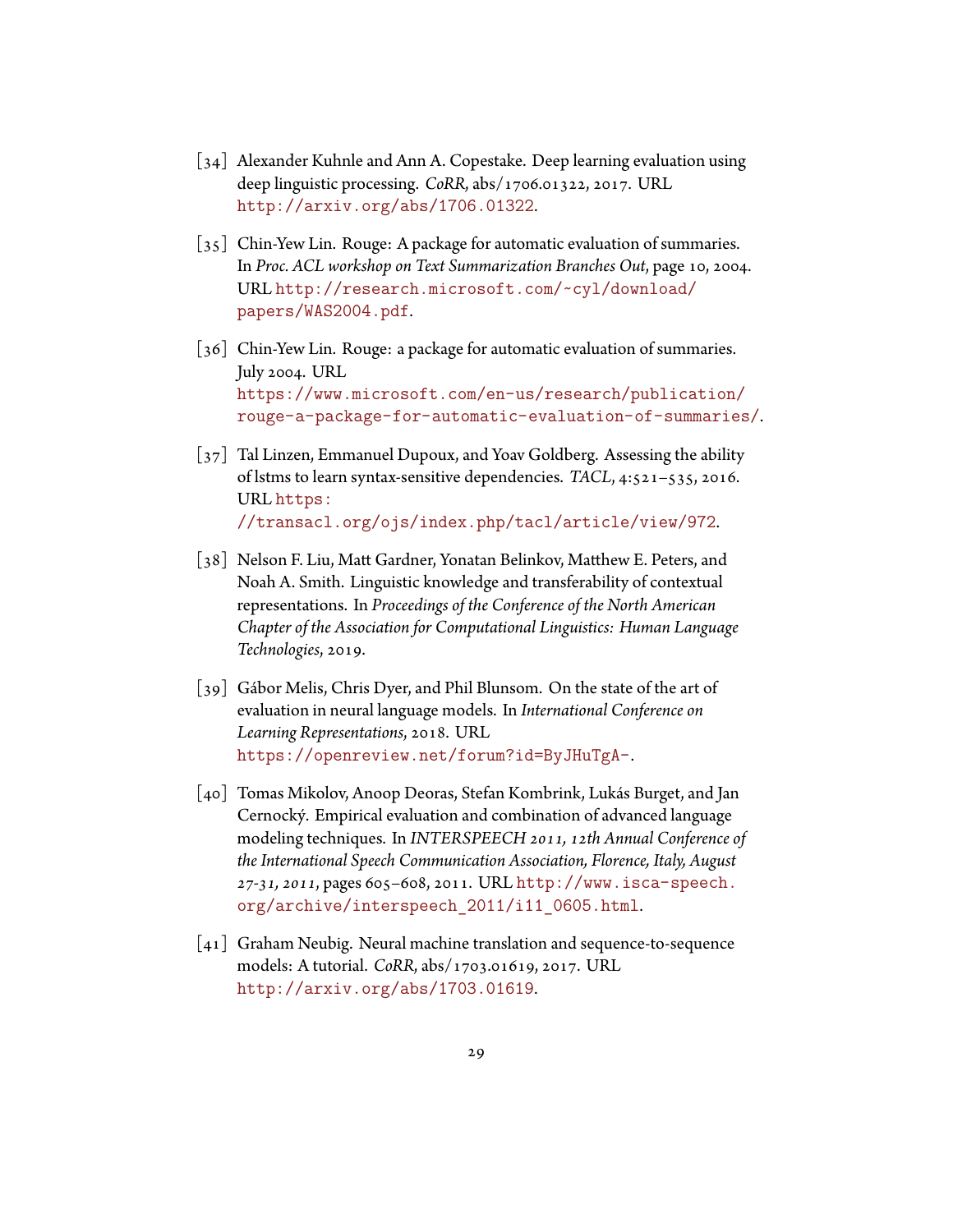[34] Alexander Kuhnle and Ann A. Copestake. Deep learning evaluation using deep linguistic processing. *CoRR*, abs/1706.01322, 2017. URL http://arxiv.org/abs/1706.01322.

[35] Chin-Yew Lin. Rouge: A package for automatic evaluation of summaries. In *Proc. ACL workshop on Text Summarization Branches Out*, page 10, 2004. URL http://research.microsoft.com/~cyl/download/papers/WAS2004.pdf.

[36] Chin-Yew Lin. Rouge: a package for automatic evaluation of summaries. July 2004. URL https://www.microsoft.com/en-us/research/publication/rouge-a-package-for-automatic-evaluation-of-summaries/.

[37] Tal Linzen, Emmanuel Dupoux, and Yoav Goldberg. Assessing the ability of lstms to learn syntax-sensitive dependencies. *TACL*, 4:521–535, 2016. URL https://transacl.org/ojs/index.php/tacl/article/view/972.

[38] Nelson F. Liu, Matt Gardner, Yonatan Belinkov, Matthew E. Peters, and Noah A. Smith. Linguistic knowledge and transferability of contextual representations. In *Proceedings of the Conference of the North American Chapter of the Association for Computational Linguistics: Human Language Technologies*, 2019.

[39] Gábor Melis, Chris Dyer, and Phil Blunsom. On the state of the art of evaluation in neural language models. In *International Conference on Learning Representations*, 2018. URL https://openreview.net/forum?id=ByJHuTgA-.

[40] Tomas Mikolov, Anoop Deoras, Stefan Kombrink, Lukás Burget, and Jan Cernocký. Empirical evaluation and combination of advanced language modeling techniques. In *INTERSPEECH 2011, 12th Annual Conference of the International Speech Communication Association, Florence, Italy, August 27-31, 2011*, pages 605–608, 2011. URL http://www.isca-speech.org/archive/interspeech_2011/i11_0605.html.

[41] Graham Neubig. Neural machine translation and sequence-to-sequence models: A tutorial. *CoRR*, abs/1703.01619, 2017. URL http://arxiv.org/abs/1703.01619.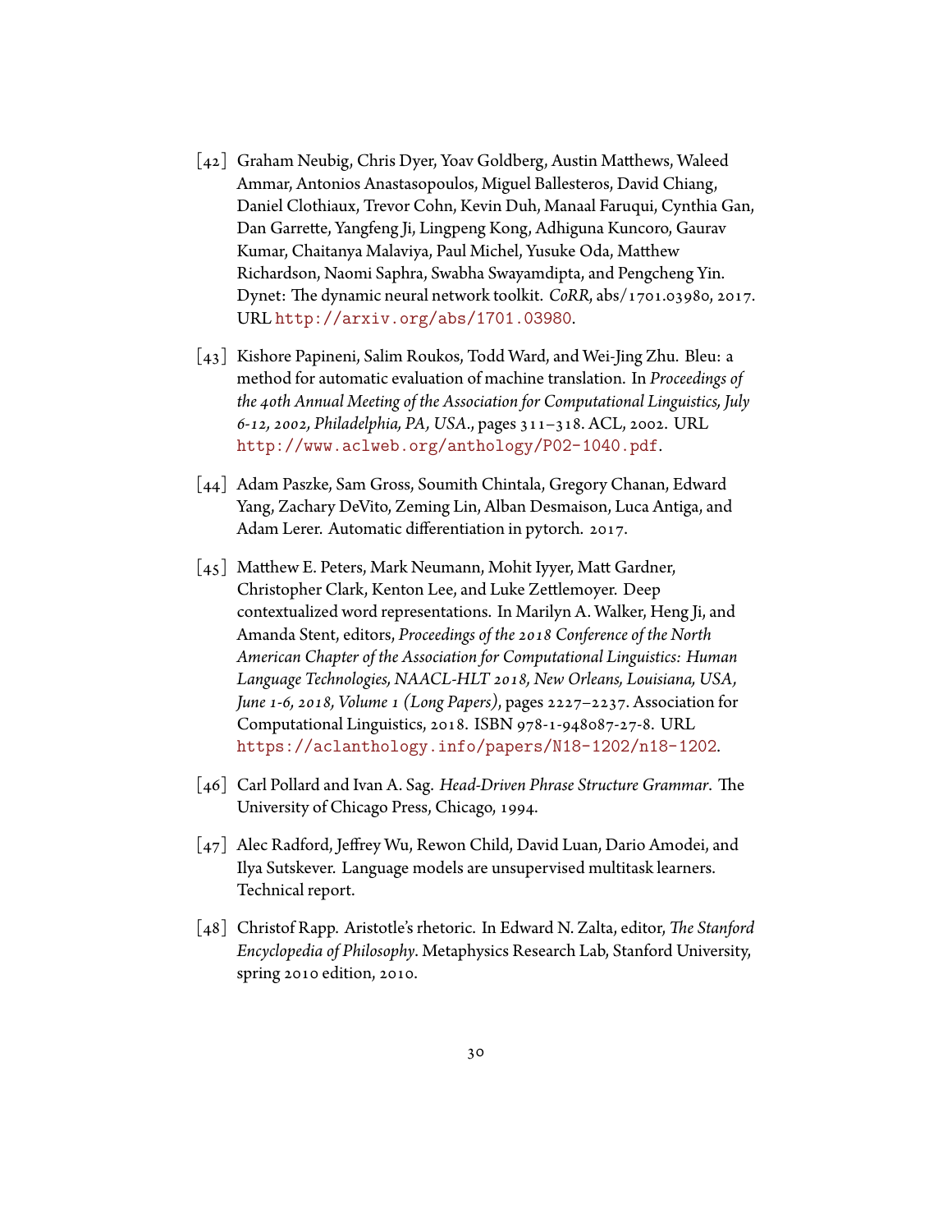[42] Graham Neubig, Chris Dyer, Yoav Goldberg, Austin Matthews, Waleed Ammar, Antonios Anastasopoulos, Miguel Ballesteros, David Chiang, Daniel Clothiaux, Trevor Cohn, Kevin Duh, Manaal Faruqui, Cynthia Gan, Dan Garrette, Yangfeng Ji, Lingpeng Kong, Adhiguna Kuncoro, Gaurav Kumar, Chaitanya Malaviya, Paul Michel, Yusuke Oda, Matthew Richardson, Naomi Saphra, Swabha Swayamdipta, and Pengcheng Yin. Dynet: The dynamic neural network toolkit. *CoRR*, abs/1701.03980, 2017. URL http://arxiv.org/abs/1701.03980.

[43] Kishore Papineni, Salim Roukos, Todd Ward, and Wei-Jing Zhu. Bleu: a method for automatic evaluation of machine translation. In *Proceedings of the 40th Annual Meeting of the Association for Computational Linguistics, July 6-12, 2002, Philadelphia, PA, USA.*, pages 311–318. ACL, 2002. URL http://www.aclweb.org/anthology/P02-1040.pdf.

[44] Adam Paszke, Sam Gross, Soumith Chintala, Gregory Chanan, Edward Yang, Zachary DeVito, Zeming Lin, Alban Desmaison, Luca Antiga, and Adam Lerer. Automatic differentiation in pytorch. 2017.

[45] Matthew E. Peters, Mark Neumann, Mohit Iyyer, Matt Gardner, Christopher Clark, Kenton Lee, and Luke Zettlemoyer. Deep contextualized word representations. In Marilyn A. Walker, Heng Ji, and Amanda Stent, editors, *Proceedings of the 2018 Conference of the North American Chapter of the Association for Computational Linguistics: Human Language Technologies, NAACL-HLT 2018, New Orleans, Louisiana, USA, June 1-6, 2018, Volume 1 (Long Papers)*, pages 2227–2237. Association for Computational Linguistics, 2018. ISBN 978-1-948087-27-8. URL https://aclanthology.info/papers/N18-1202/n18-1202.

[46] Carl Pollard and Ivan A. Sag. *Head-Driven Phrase Structure Grammar*. The University of Chicago Press, Chicago, 1994.

[47] Alec Radford, Jeffrey Wu, Rewon Child, David Luan, Dario Amodei, and Ilya Sutskever. Language models are unsupervised multitask learners. Technical report.

[48] Christof Rapp. Aristotle's rhetoric. In Edward N. Zalta, editor, *The Stanford Encyclopedia of Philosophy*. Metaphysics Research Lab, Stanford University, spring 2010 edition, 2010.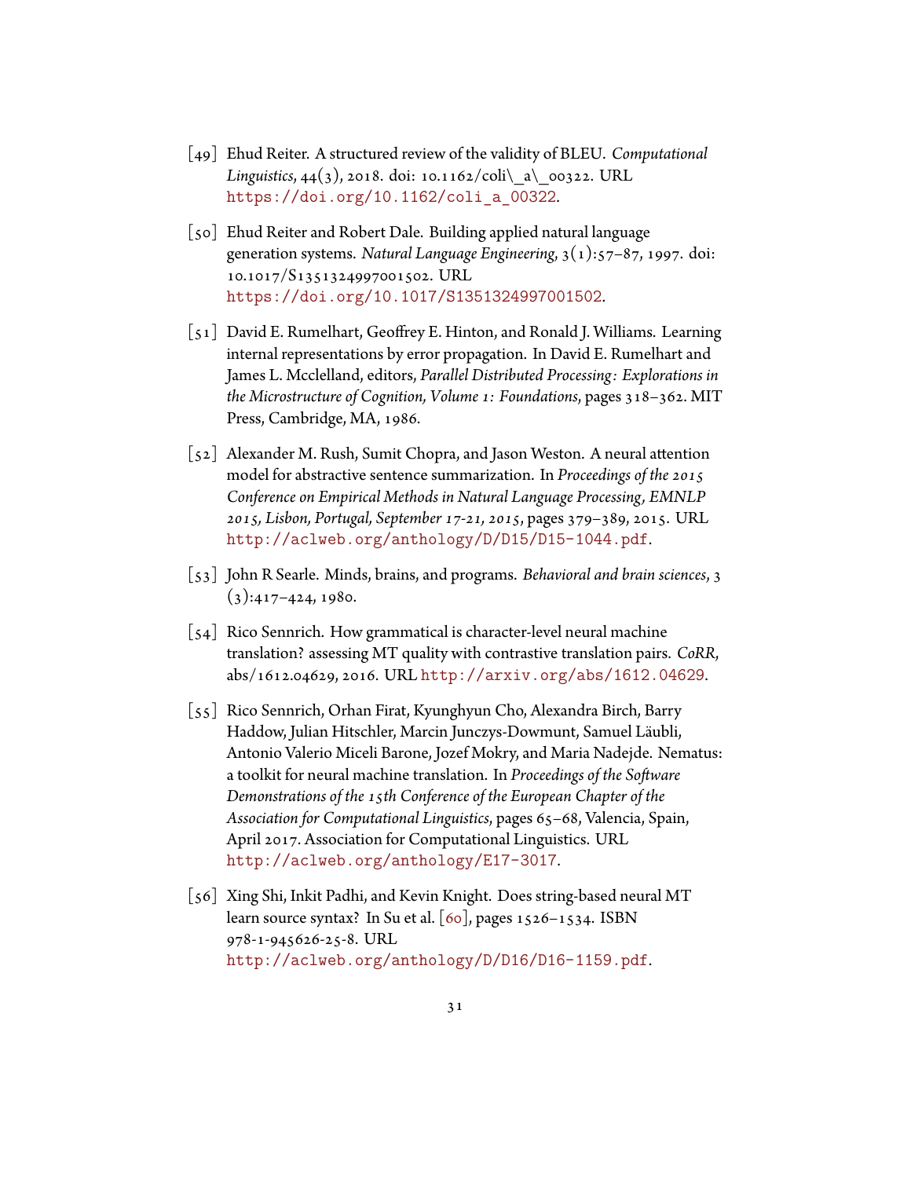[49] Ehud Reiter. A structured review of the validity of BLEU. *Computational Linguistics*, 44(3), 2018. doi: 10.1162/coli\_a\_00322. URL https://doi.org/10.1162/coli_a_00322.

[50] Ehud Reiter and Robert Dale. Building applied natural language generation systems. *Natural Language Engineering*, 3(1):57–87, 1997. doi: 10.1017/S1351324997001502. URL https://doi.org/10.1017/S1351324997001502.

[51] David E. Rumelhart, Geoffrey E. Hinton, and Ronald J. Williams. Learning internal representations by error propagation. In David E. Rumelhart and James L. Mcclelland, editors, *Parallel Distributed Processing: Explorations in the Microstructure of Cognition, Volume 1: Foundations*, pages 318–362. MIT Press, Cambridge, MA, 1986.

[52] Alexander M. Rush, Sumit Chopra, and Jason Weston. A neural attention model for abstractive sentence summarization. In *Proceedings of the 2015 Conference on Empirical Methods in Natural Language Processing, EMNLP 2015, Lisbon, Portugal, September 17-21, 2015*, pages 379–389, 2015. URL http://aclweb.org/anthology/D/D15/D15-1044.pdf.

[53] John R Searle. Minds, brains, and programs. *Behavioral and brain sciences*, 3 (3):417–424, 1980.

[54] Rico Sennrich. How grammatical is character-level neural machine translation? assessing MT quality with contrastive translation pairs. *CoRR*, abs/1612.04629, 2016. URL http://arxiv.org/abs/1612.04629.

[55] Rico Sennrich, Orhan Firat, Kyunghyun Cho, Alexandra Birch, Barry Haddow, Julian Hitschler, Marcin Junczys-Dowmunt, Samuel Läubli, Antonio Valerio Miceli Barone, Jozef Mokry, and Maria Nadejde. Nematus: a toolkit for neural machine translation. In *Proceedings of the Software Demonstrations of the 15th Conference of the European Chapter of the Association for Computational Linguistics*, pages 65–68, Valencia, Spain, April 2017. Association for Computational Linguistics. URL http://aclweb.org/anthology/E17-3017.

[56] Xing Shi, Inkit Padhi, and Kevin Knight. Does string-based neural MT learn source syntax? In Su et al. [60], pages 1526–1534. ISBN 978-1-945626-25-8. URL http://aclweb.org/anthology/D/D16/D16-1159.pdf.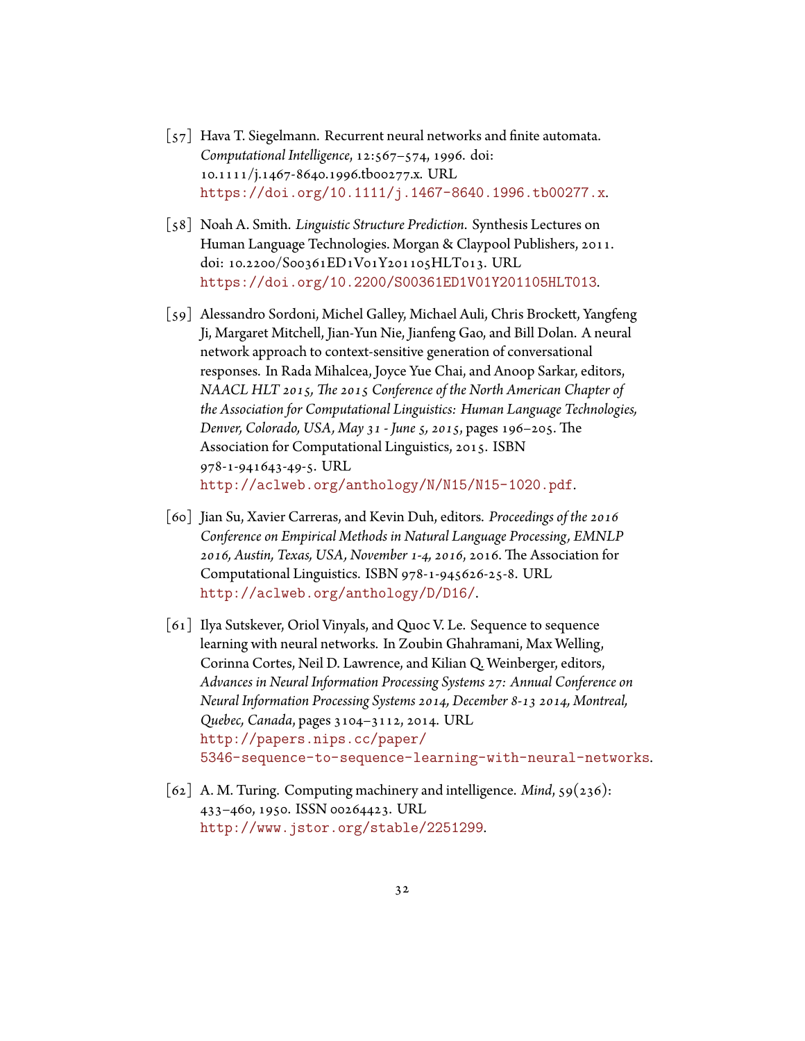[57] Hava T. Siegelmann. Recurrent neural networks and finite automata. *Computational Intelligence*, 12:567–574, 1996. doi: 10.1111/j.1467-8640.1996.tb00277.x. URL https://doi.org/10.1111/j.1467-8640.1996.tb00277.x.

[58] Noah A. Smith. *Linguistic Structure Prediction*. Synthesis Lectures on Human Language Technologies. Morgan & Claypool Publishers, 2011. doi: 10.2200/S00361ED1V01Y201105HLT013. URL https://doi.org/10.2200/S00361ED1V01Y201105HLT013.

[59] Alessandro Sordoni, Michel Galley, Michael Auli, Chris Brockett, Yangfeng Ji, Margaret Mitchell, Jian-Yun Nie, Jianfeng Gao, and Bill Dolan. A neural network approach to context-sensitive generation of conversational responses. In Rada Mihalcea, Joyce Yue Chai, and Anoop Sarkar, editors, *NAACL HLT 2015, The 2015 Conference of the North American Chapter of the Association for Computational Linguistics: Human Language Technologies, Denver, Colorado, USA, May 31 - June 5, 2015*, pages 196–205. The Association for Computational Linguistics, 2015. ISBN 978-1-941643-49-5. URL http://aclweb.org/anthology/N/N15/N15-1020.pdf.

[60] Jian Su, Xavier Carreras, and Kevin Duh, editors. *Proceedings of the 2016 Conference on Empirical Methods in Natural Language Processing, EMNLP 2016, Austin, Texas, USA, November 1-4, 2016*, 2016. The Association for Computational Linguistics. ISBN 978-1-945626-25-8. URL http://aclweb.org/anthology/D/D16/.

[61] Ilya Sutskever, Oriol Vinyals, and Quoc V. Le. Sequence to sequence learning with neural networks. In Zoubin Ghahramani, Max Welling, Corinna Cortes, Neil D. Lawrence, and Kilian Q. Weinberger, editors, *Advances in Neural Information Processing Systems 27: Annual Conference on Neural Information Processing Systems 2014, December 8-13 2014, Montreal, Quebec, Canada*, pages 3104–3112, 2014. URL http://papers.nips.cc/paper/5346-sequence-to-sequence-learning-with-neural-networks.

[62] A. M. Turing. Computing machinery and intelligence. *Mind*, 59(236): 433–460, 1950. ISSN 00264423. URL http://www.jstor.org/stable/2251299.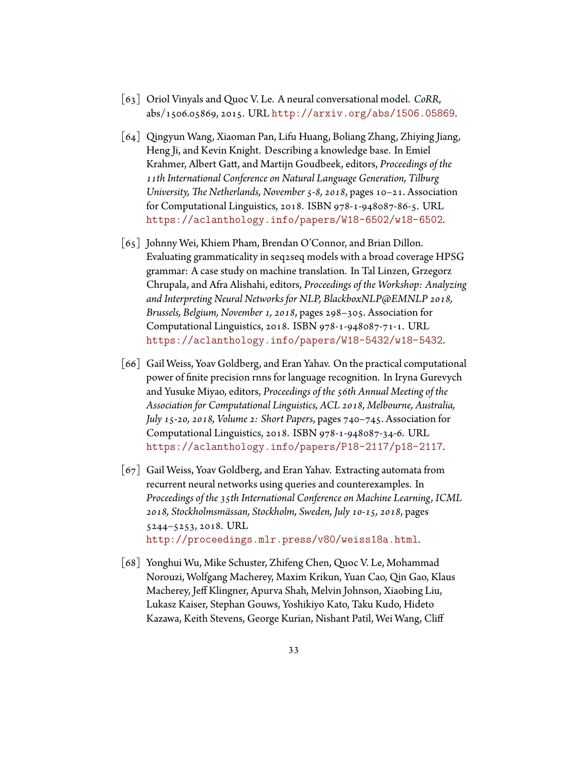[63] Oriol Vinyals and Quoc V. Le. A neural conversational model. *CoRR*, abs/1506.05869, 2015. URL http://arxiv.org/abs/1506.05869.

[64] Qingyun Wang, Xiaoman Pan, Lifu Huang, Boliang Zhang, Zhiying Jiang, Heng Ji, and Kevin Knight. Describing a knowledge base. In Emiel Krahmer, Albert Gatt, and Martijn Goudbeek, editors, *Proceedings of the 11th International Conference on Natural Language Generation, Tilburg University, The Netherlands, November 5-8, 2018*, pages 10–21. Association for Computational Linguistics, 2018. ISBN 978-1-948087-86-5. URL https://aclanthology.info/papers/W18-6502/w18-6502.

[65] Johnny Wei, Khiem Pham, Brendan O'Connor, and Brian Dillon. Evaluating grammaticality in seq2seq models with a broad coverage HPSG grammar: A case study on machine translation. In Tal Linzen, Grzegorz Chrupala, and Afra Alishahi, editors, *Proceedings of the Workshop: Analyzing and Interpreting Neural Networks for NLP, BlackboxNLP@EMNLP 2018, Brussels, Belgium, November 1, 2018*, pages 298–305. Association for Computational Linguistics, 2018. ISBN 978-1-948087-71-1. URL https://aclanthology.info/papers/W18-5432/w18-5432.

[66] Gail Weiss, Yoav Goldberg, and Eran Yahav. On the practical computational power of finite precision rnns for language recognition. In Iryna Gurevych and Yusuke Miyao, editors, *Proceedings of the 56th Annual Meeting of the Association for Computational Linguistics, ACL 2018, Melbourne, Australia, July 15-20, 2018, Volume 2: Short Papers*, pages 740–745. Association for Computational Linguistics, 2018. ISBN 978-1-948087-34-6. URL https://aclanthology.info/papers/P18-2117/p18-2117.

[67] Gail Weiss, Yoav Goldberg, and Eran Yahav. Extracting automata from recurrent neural networks using queries and counterexamples. In *Proceedings of the 35th International Conference on Machine Learning, ICML 2018, Stockholmsmässan, Stockholm, Sweden, July 10-15, 2018*, pages 5244–5253, 2018. URL http://proceedings.mlr.press/v80/weiss18a.html.

[68] Yonghui Wu, Mike Schuster, Zhifeng Chen, Quoc V. Le, Mohammad Norouzi, Wolfgang Macherey, Maxim Krikun, Yuan Cao, Qin Gao, Klaus Macherey, Jeff Klingner, Apurva Shah, Melvin Johnson, Xiaobing Liu, Lukasz Kaiser, Stephan Gouws, Yoshikiyo Kato, Taku Kudo, Hideto Kazawa, Keith Stevens, George Kurian, Nishant Patil, Wei Wang, Cliff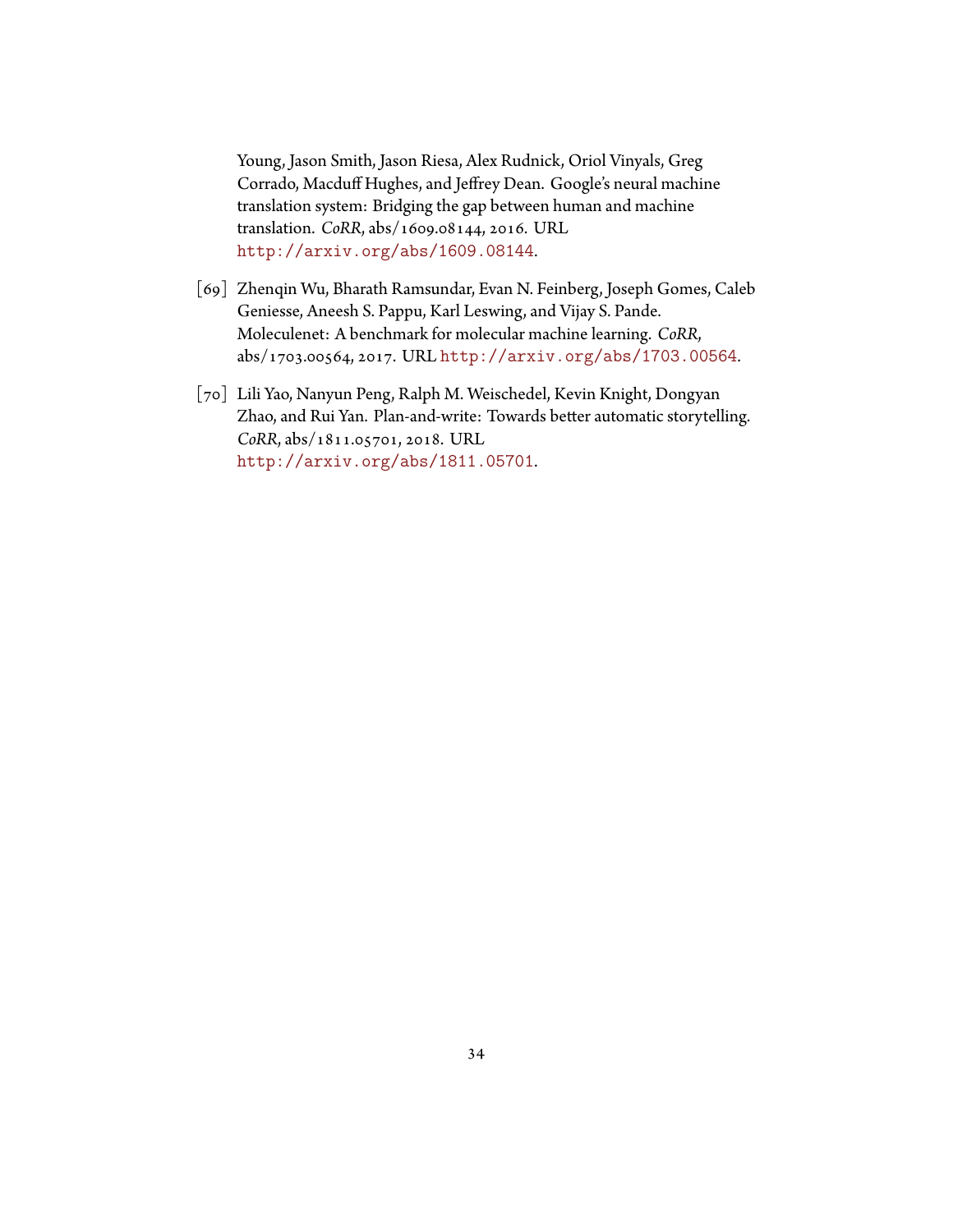Young, Jason Smith, Jason Riesa, Alex Rudnick, Oriol Vinyals, Greg Corrado, Macduff Hughes, and Jeffrey Dean. Google's neural machine translation system: Bridging the gap between human and machine translation. *CoRR*, abs/1609.08144, 2016. URL http://arxiv.org/abs/1609.08144.

[69] Zhenqin Wu, Bharath Ramsundar, Evan N. Feinberg, Joseph Gomes, Caleb Geniesse, Aneesh S. Pappu, Karl Leswing, and Vijay S. Pande. Moleculenet: A benchmark for molecular machine learning. *CoRR*, abs/1703.00564, 2017. URL http://arxiv.org/abs/1703.00564.

[70] Lili Yao, Nanyun Peng, Ralph M. Weischedel, Kevin Knight, Dongyan Zhao, and Rui Yan. Plan-and-write: Towards better automatic storytelling. *CoRR*, abs/1811.05701, 2018. URL http://arxiv.org/abs/1811.05701.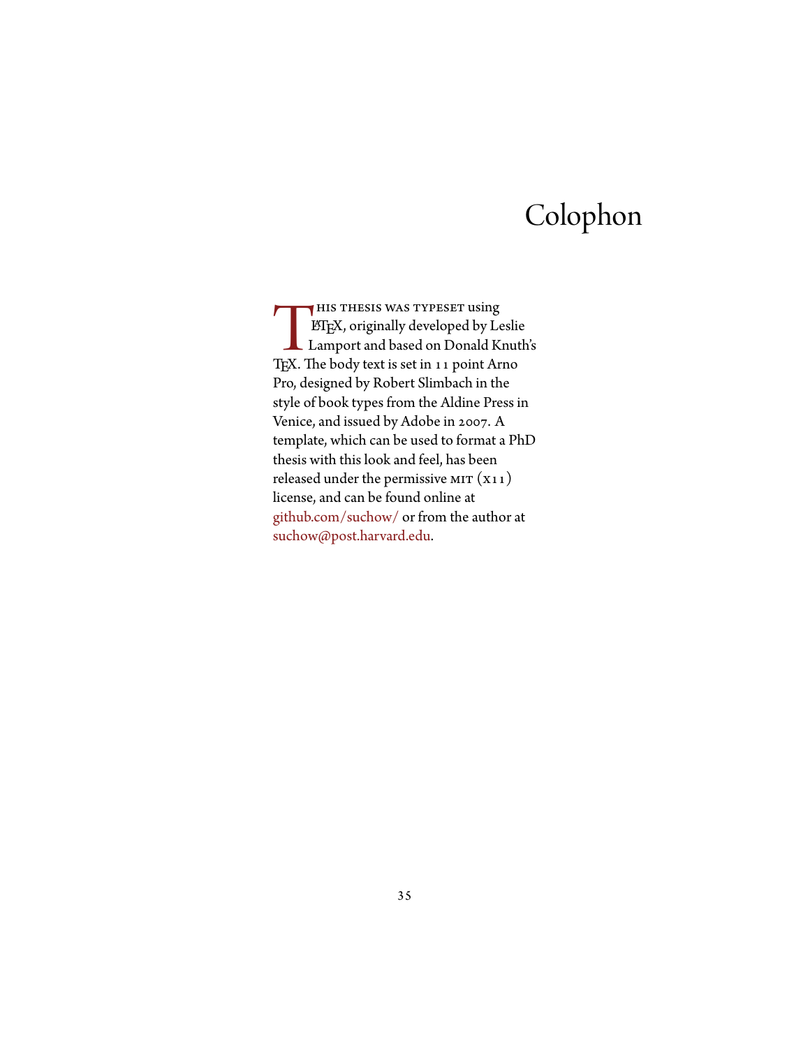# Colophon

THIS THESIS WAS TYPESET using LaTeX, originally developed by Leslie Lamport and based on Donald Knuth's TeX. The body text is set in 11 point Arno Pro, designed by Robert Slimbach in the style of book types from the Aldine Press in Venice, and issued by Adobe in 2007. A template, which can be used to format a PhD thesis with this look and feel, has been released under the permissive MIT (X11) license, and can be found online at github.com/suchow/ or from the author at suchow@post.harvard.edu.